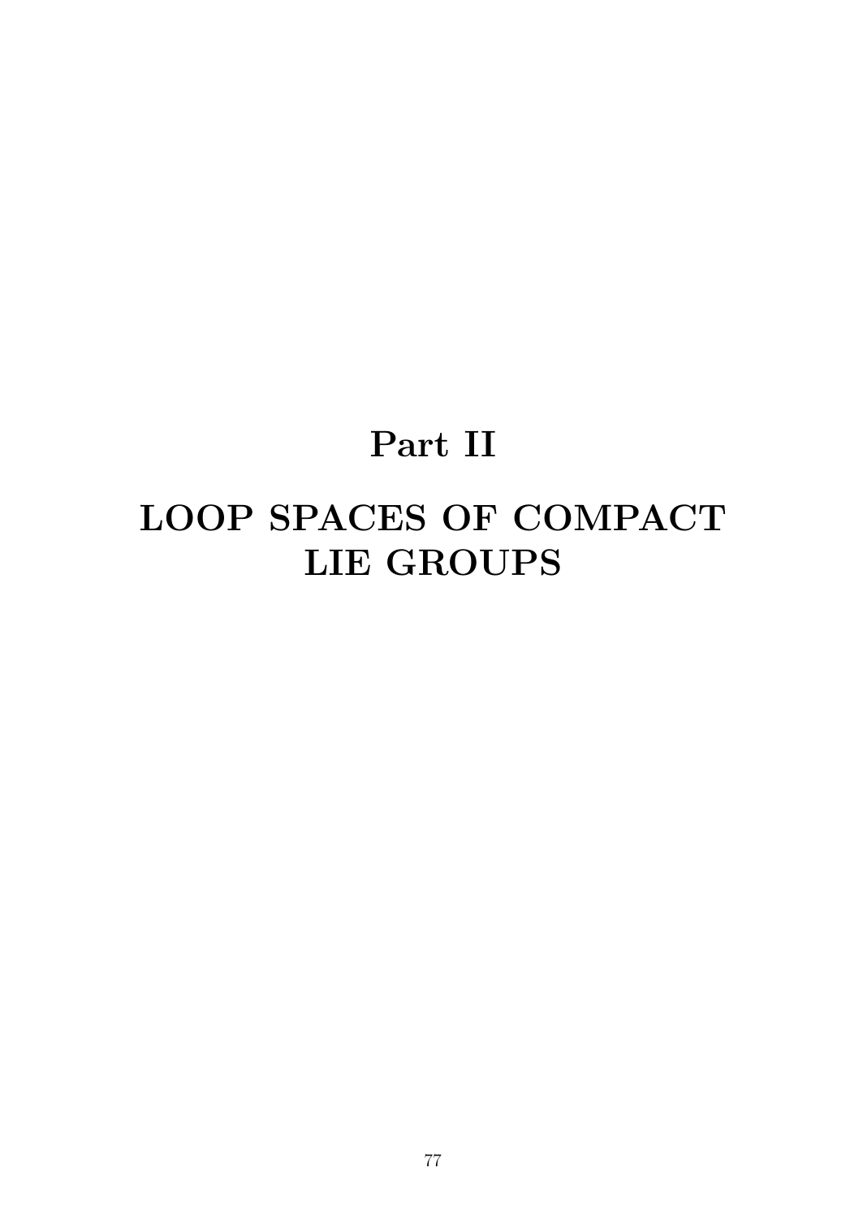# Part II

# LOOP SPACES OF COMPACT LIE GROUPS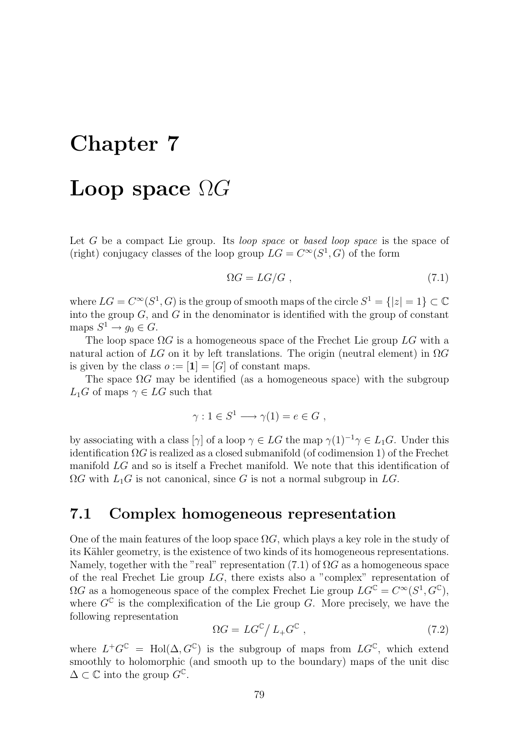# Chapter 7

# Loop space $\Omega G$

Let $G$ be a compact Lie group. Its *loop space* or *based loop space* is the space of (right) conjugacy classes of the loop group $LG = C^\infty(S^1, G)$ of the form

$$\Omega G = LG/G \ , \tag{7.1}$$

where $LG = C^\infty(S^1, G)$ is the group of smooth maps of the circle $S^1 = \{|z| = 1\} \subset \mathbb{C}$ into the group $G$, and $G$ in the denominator is identified with the group of constant maps $S^1 \to g_0 \in G$.

The loop space $\Omega G$ is a homogeneous space of the Frechet Lie group $LG$ with a natural action of $LG$ on it by left translations. The origin (neutral element) in $\Omega G$ is given by the class $o := [\mathbf{1}] = [G]$ of constant maps.

The space $\Omega G$ may be identified (as a homogeneous space) with the subgroup $L_1G$ of maps $\gamma \in LG$ such that

$$\gamma : 1 \in S^1 \longrightarrow \gamma(1) = e \in G \ ,$$

by associating with a class $[\gamma]$ of a loop $\gamma \in LG$ the map $\gamma(1)^{-1}\gamma \in L_1G$. Under this identification $\Omega G$ is realized as a closed submanifold (of codimension 1) of the Frechet manifold $LG$ and so is itself a Frechet manifold. We note that this identification of $\Omega G$ with $L_1G$ is not canonical, since $G$ is not a normal subgroup in $LG$.

## 7.1 Complex homogeneous representation

One of the main features of the loop space $\Omega G$, which plays a key role in the study of its Kähler geometry, is the existence of two kinds of its homogeneous representations. Namely, together with the "real" representation (7.1) of $\Omega G$ as a homogeneous space of the real Frechet Lie group $LG$, there exists also a "complex" representation of $\Omega G$ as a homogeneous space of the complex Frechet Lie group $LG^{\mathbb{C}} = C^\infty(S^1, G^{\mathbb{C}})$, where $G^{\mathbb{C}}$ is the complexification of the Lie group $G$. More precisely, we have the following representation

$$\Omega G = LG^{\mathbb{C}} \big/ L_+G^{\mathbb{C}} \ , \tag{7.2}$$

where $L^+G^{\mathbb{C}} = \mathrm{Hol}(\Delta, G^{\mathbb{C}})$ is the subgroup of maps from $LG^{\mathbb{C}}$, which extend smoothly to holomorphic (and smooth up to the boundary) maps of the unit disc $\Delta \subset \mathbb{C}$ into the group $G^{\mathbb{C}}$.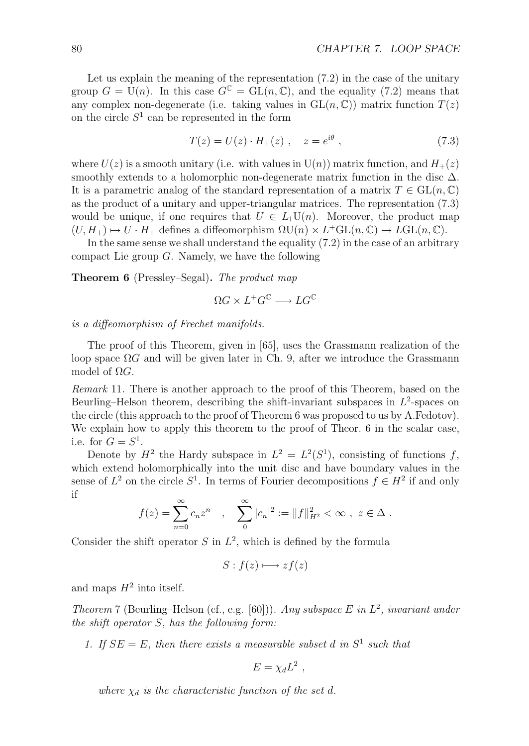Let us explain the meaning of the representation (7.2) in the case of the unitary group $G = \mathrm{U}(n)$. In this case $G^{\mathbb{C}} = \mathrm{GL}(n, \mathbb{C})$, and the equality (7.2) means that any complex non-degenerate (i.e. taking values in $\mathrm{GL}(n, \mathbb{C})$) matrix function $T(z)$ on the circle $S^1$ can be represented in the form

$$T(z) = U(z) \cdot H_+(z) \ , \quad z = e^{i\theta} \ , \tag{7.3}$$

where $U(z)$ is a smooth unitary (i.e. with values in $\mathrm{U}(n)$) matrix function, and $H_+(z)$ smoothly extends to a holomorphic non-degenerate matrix function in the disc $\Delta$. It is a parametric analog of the standard representation of a matrix $T \in \mathrm{GL}(n, \mathbb{C})$ as the product of a unitary and upper-triangular matrices. The representation (7.3) would be unique, if one requires that $U \in L_1\mathrm{U}(n)$. Moreover, the product map $(U, H_+) \mapsto U \cdot H_+$ defines a diffeomorphism $\Omega\mathrm{U}(n) \times L^+\mathrm{GL}(n, \mathbb{C}) \to L\mathrm{GL}(n, \mathbb{C})$.

In the same sense we shall understand the equality (7.2) in the case of an arbitrary compact Lie group $G$. Namely, we have the following

**Theorem 6** (Pressley–Segal)**.** *The product map*

$$\Omega G \times L^+G^{\mathbb{C}} \longrightarrow LG^{\mathbb{C}}$$

*is a diffeomorphism of Frechet manifolds.*

The proof of this Theorem, given in [65], uses the Grassmann realization of the loop space $\Omega G$ and will be given later in Ch. 9, after we introduce the Grassmann model of $\Omega G$.

*Remark* 11. There is another approach to the proof of this Theorem, based on the Beurling–Helson theorem, describing the shift-invariant subspaces in $L^2$-spaces on the circle (this approach to the proof of Theorem 6 was proposed to us by A.Fedotov). We explain how to apply this theorem to the proof of Theor. 6 in the scalar case, i.e. for $G = S^1$.

Denote by $H^2$ the Hardy subspace in $L^2 = L^2(S^1)$, consisting of functions $f$, which extend holomorphically into the unit disc and have boundary values in the sense of $L^2$ on the circle $S^1$. In terms of Fourier decompositions $f \in H^2$ if and only if

$$f(z) = \sum_{n=0}^{\infty} c_n z^n \quad , \quad \sum_{0}^{\infty} |c_n|^2 := \|f\|^2_{H^2} < \infty \ , \ z \in \Delta \ .$$

Consider the shift operator $S$ in $L^2$, which is defined by the formula

$$S : f(z) \longmapsto z f(z)$$

and maps $H^2$ into itself.

*Theorem* 7 (Beurling–Helson (cf., e.g. [60]))*. Any subspace $E$ in $L^2$, invariant under the shift operator $S$, has the following form:*

1. *If $SE = E$, then there exists a measurable subset $d$ in $S^1$ such that*

$$E = \chi_d L^2 \ ,$$

*where $\chi_d$ is the characteristic function of the set $d$.*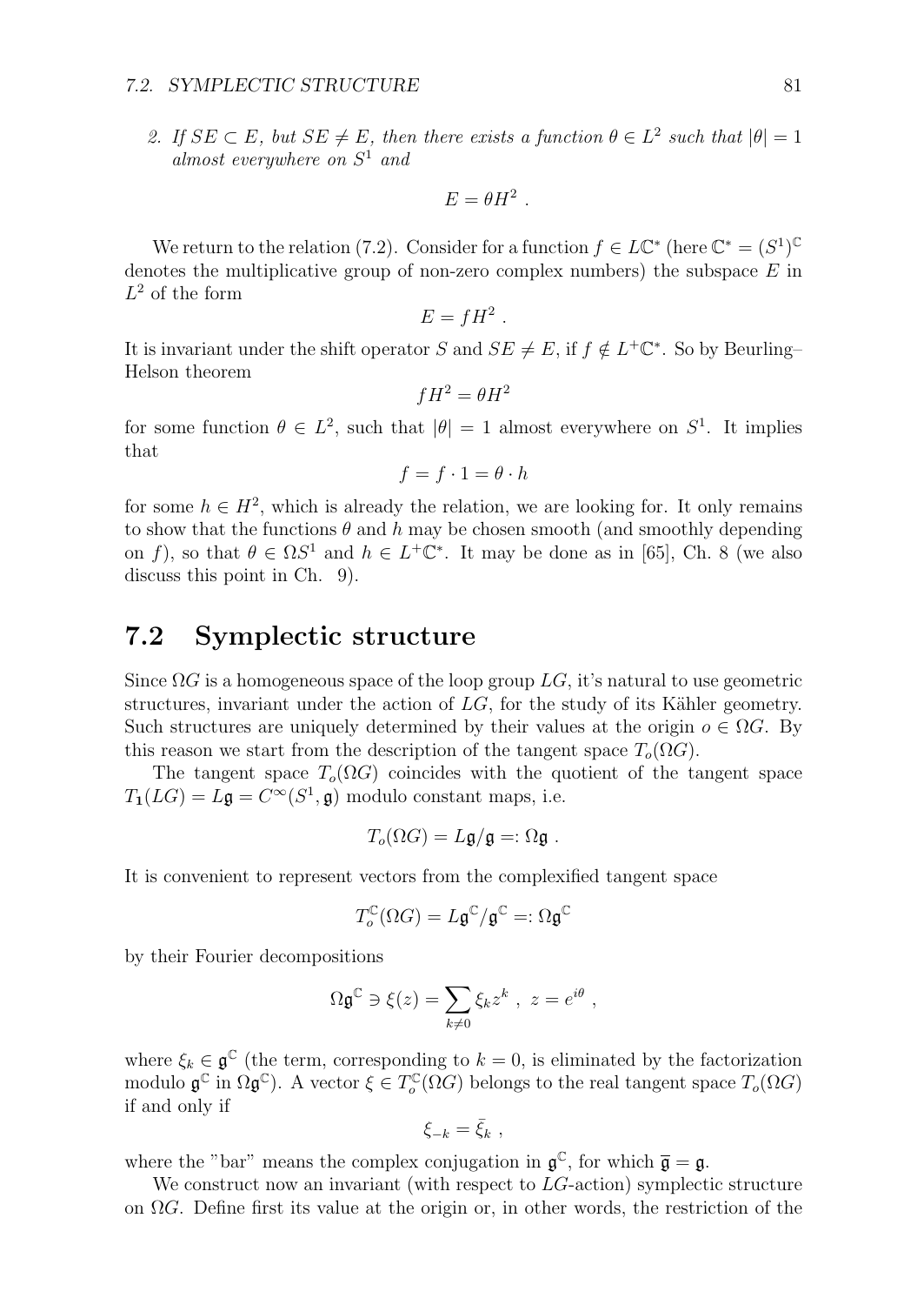2. *If $SE \subset E$, but $SE \neq E$, then there exists a function $\theta \in L^2$ such that $|\theta| = 1$ almost everywhere on $S^1$ and*

$$E = \theta H^2 \ .$$

We return to the relation (7.2). Consider for a function $f \in L\mathbb{C}^*$ (here $\mathbb{C}^* = (S^1)^{\mathbb{C}}$ denotes the multiplicative group of non-zero complex numbers) the subspace $E$ in $L^2$ of the form

$$E = fH^2 \ .$$

It is invariant under the shift operator $S$ and $SE \neq E$, if $f \notin L^+\mathbb{C}^*$. So by Beurling–Helson theorem

$$fH^2 = \theta H^2$$

for some function $\theta \in L^2$, such that $|\theta| = 1$ almost everywhere on $S^1$. It implies that

$$f = f \cdot 1 = \theta \cdot h$$

for some $h \in H^2$, which is already the relation, we are looking for. It only remains to show that the functions $\theta$ and $h$ may be chosen smooth (and smoothly depending on $f$), so that $\theta \in \Omega S^1$ and $h \in L^+\mathbb{C}^*$. It may be done as in [65], Ch. 8 (we also discuss this point in Ch. 9).

## 7.2 Symplectic structure

Since $\Omega G$ is a homogeneous space of the loop group $LG$, it's natural to use geometric structures, invariant under the action of $LG$, for the study of its Kähler geometry. Such structures are uniquely determined by their values at the origin $o \in \Omega G$. By this reason we start from the description of the tangent space $T_o(\Omega G)$.

The tangent space $T_o(\Omega G)$ coincides with the quotient of the tangent space $T_{\mathbf{1}}(LG) = L\mathfrak{g} = C^\infty(S^1, \mathfrak{g})$ modulo constant maps, i.e.

$$T_o(\Omega G) = L\mathfrak{g}/\mathfrak{g} =: \Omega\mathfrak{g} \ .$$

It is convenient to represent vectors from the complexified tangent space

$$T_o^{\mathbb{C}}(\Omega G) = L\mathfrak{g}^{\mathbb{C}}/\mathfrak{g}^{\mathbb{C}} =: \Omega\mathfrak{g}^{\mathbb{C}}$$

by their Fourier decompositions

$$\Omega\mathfrak{g}^{\mathbb{C}} \ni \xi(z) = \sum_{k \neq 0} \xi_k z^k \ , \ z = e^{i\theta} \ ,$$

where $\xi_k \in \mathfrak{g}^{\mathbb{C}}$ (the term, corresponding to $k = 0$, is eliminated by the factorization modulo $\mathfrak{g}^{\mathbb{C}}$ in $\Omega\mathfrak{g}^{\mathbb{C}}$). A vector $\xi \in T_o^{\mathbb{C}}(\Omega G)$ belongs to the real tangent space $T_o(\Omega G)$ if and only if

$$\xi_{-k} = \bar{\xi}_k \ ,$$

where the "bar" means the complex conjugation in $\mathfrak{g}^{\mathbb{C}}$, for which $\bar{\mathfrak{g}} = \mathfrak{g}$.

We construct now an invariant (with respect to $LG$-action) symplectic structure on $\Omega G$. Define first its value at the origin or, in other words, the restriction of the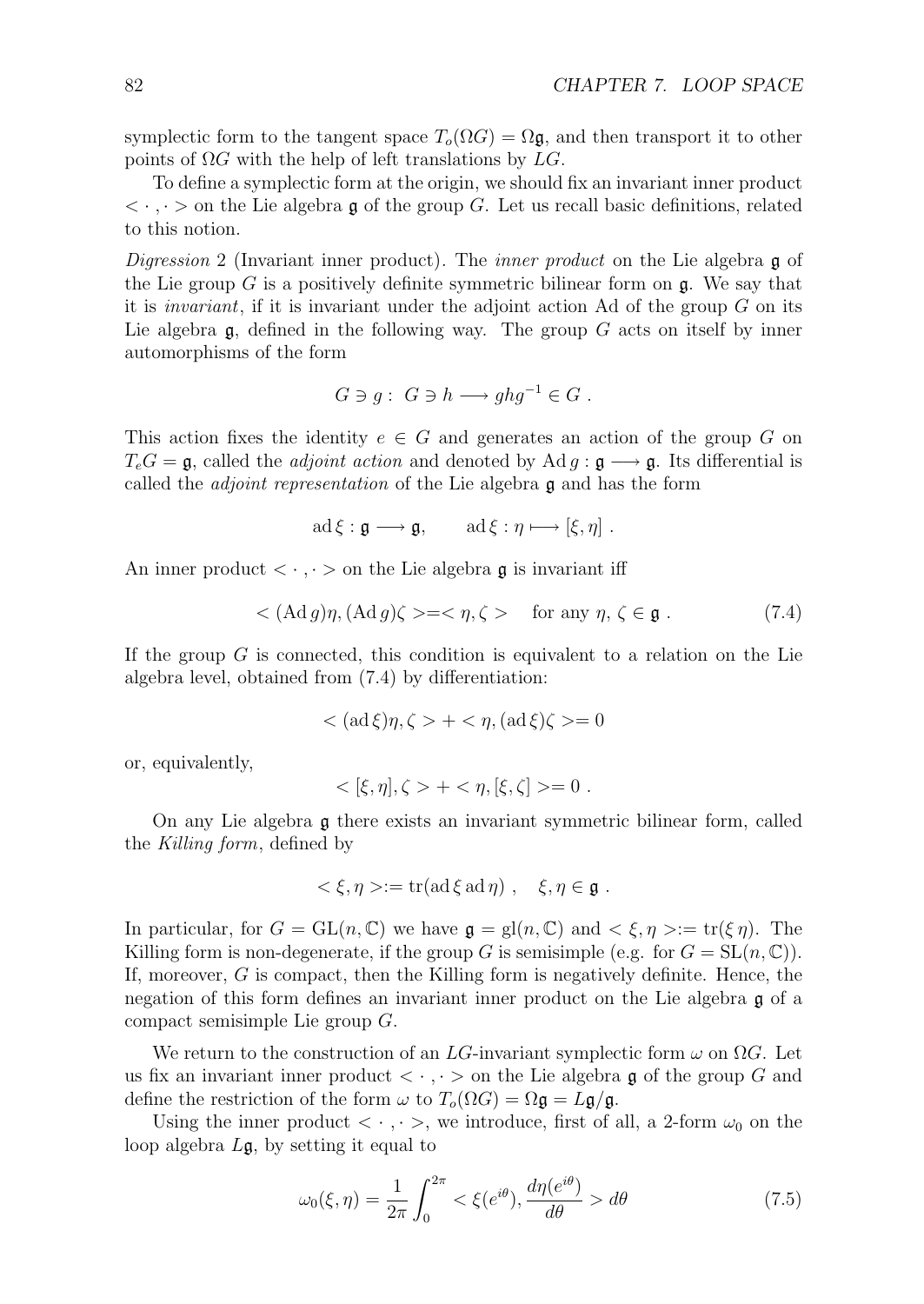symplectic form to the tangent space $T_o(\Omega G) = \Omega\mathfrak{g}$, and then transport it to other points of $\Omega G$ with the help of left translations by $LG$.

To define a symplectic form at the origin, we should fix an invariant inner product $< \cdot , \cdot >$ on the Lie algebra $\mathfrak{g}$ of the group $G$. Let us recall basic definitions, related to this notion.

*Digression* 2 (Invariant inner product). The *inner product* on the Lie algebra $\mathfrak{g}$ of the Lie group $G$ is a positively definite symmetric bilinear form on $\mathfrak{g}$. We say that it is *invariant*, if it is invariant under the adjoint action Ad of the group $G$ on its Lie algebra $\mathfrak{g}$, defined in the following way. The group $G$ acts on itself by inner automorphisms of the form

$$G \ni g : \ G \ni h \longrightarrow ghg^{-1} \in G \ .$$

This action fixes the identity $e \in G$ and generates an action of the group $G$ on $T_eG = \mathfrak{g}$, called the *adjoint action* and denoted by $\mathrm{Ad}\, g : \mathfrak{g} \longrightarrow \mathfrak{g}$. Its differential is called the *adjoint representation* of the Lie algebra $\mathfrak{g}$ and has the form

$$\mathrm{ad}\,\xi : \mathfrak{g} \longrightarrow \mathfrak{g}, \qquad \mathrm{ad}\,\xi : \eta \longmapsto [\xi, \eta] \ .$$

An inner product $< \cdot , \cdot >$ on the Lie algebra $\mathfrak{g}$ is invariant iff

$$< (\mathrm{Ad}\, g)\eta, (\mathrm{Ad}\, g)\zeta > = < \eta, \zeta > \quad \text{for any } \eta, \zeta \in \mathfrak{g} \ . \tag{7.4}$$

If the group $G$ is connected, this condition is equivalent to a relation on the Lie algebra level, obtained from (7.4) by differentiation:

$$< (\mathrm{ad}\,\xi)\eta, \zeta > + < \eta, (\mathrm{ad}\,\xi)\zeta > = 0$$

or, equivalently,

$$< [\xi, \eta], \zeta > + < \eta, [\xi, \zeta] > = 0 \ .$$

On any Lie algebra $\mathfrak{g}$ there exists an invariant symmetric bilinear form, called the *Killing form*, defined by

$$< \xi, \eta > := \mathrm{tr}(\mathrm{ad}\,\xi\, \mathrm{ad}\,\eta) \ , \quad \xi, \eta \in \mathfrak{g} \ .$$

In particular, for $G = \mathrm{GL}(n, \mathbb{C})$ we have $\mathfrak{g} = \mathrm{gl}(n, \mathbb{C})$ and $< \xi, \eta > := \mathrm{tr}(\xi\, \eta)$. The Killing form is non-degenerate, if the group $G$ is semisimple (e.g. for $G = \mathrm{SL}(n, \mathbb{C})$). If, moreover, $G$ is compact, then the Killing form is negatively definite. Hence, the negation of this form defines an invariant inner product on the Lie algebra $\mathfrak{g}$ of a compact semisimple Lie group $G$.

We return to the construction of an $LG$-invariant symplectic form $\omega$ on $\Omega G$. Let us fix an invariant inner product $< \cdot , \cdot >$ on the Lie algebra $\mathfrak{g}$ of the group $G$ and define the restriction of the form $\omega$ to $T_o(\Omega G) = \Omega\mathfrak{g} = L\mathfrak{g}/\mathfrak{g}$.

Using the inner product $< \cdot , \cdot >$, we introduce, first of all, a 2-form $\omega_0$ on the loop algebra $L\mathfrak{g}$, by setting it equal to

$$\omega_0(\xi, \eta) = \frac{1}{2\pi} \int_0^{2\pi} < \xi(e^{i\theta}), \frac{d\eta(e^{i\theta})}{d\theta} > d\theta \tag{7.5}$$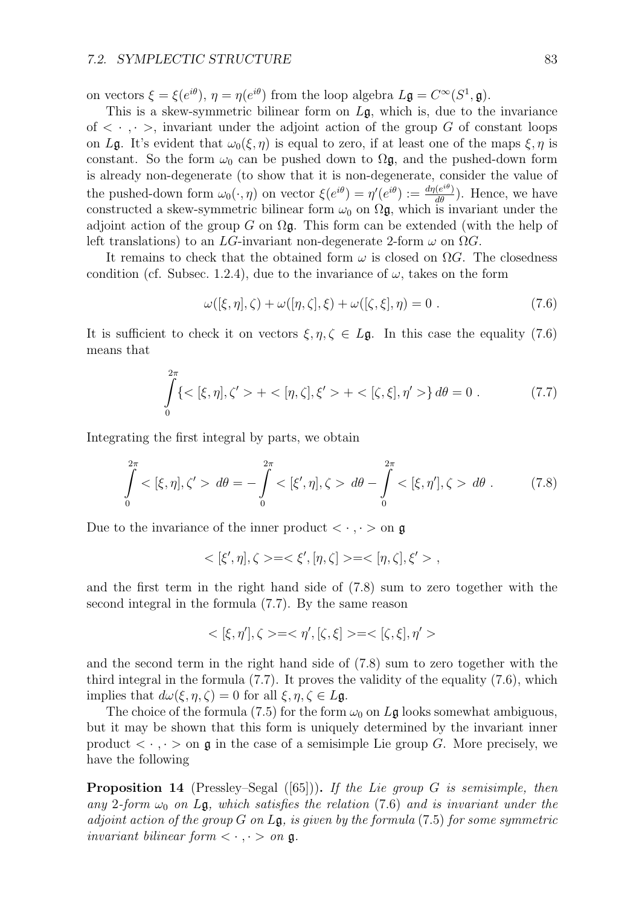on vectors $\xi = \xi(e^{i\theta})$, $\eta = \eta(e^{i\theta})$ from the loop algebra $L\mathfrak{g} = C^\infty(S^1, \mathfrak{g})$.

This is a skew-symmetric bilinear form on $L\mathfrak{g}$, which is, due to the invariance of $< \cdot, \cdot >$, invariant under the adjoint action of the group $G$ of constant loops on $L\mathfrak{g}$. It's evident that $\omega_0(\xi, \eta)$ is equal to zero, if at least one of the maps $\xi, \eta$ is constant. So the form $\omega_0$ can be pushed down to $\Omega\mathfrak{g}$, and the pushed-down form is already non-degenerate (to show that it is non-degenerate, consider the value of the pushed-down form $\omega_0(\cdot, \eta)$ on vector $\xi(e^{i\theta}) = \eta'(e^{i\theta}) := \frac{d\eta(e^{i\theta})}{d\theta}$). Hence, we have constructed a skew-symmetric bilinear form $\omega_0$ on $\Omega\mathfrak{g}$, which is invariant under the adjoint action of the group $G$ on $\Omega\mathfrak{g}$. This form can be extended (with the help of left translations) to an $LG$-invariant non-degenerate 2-form $\omega$ on $\Omega G$.

It remains to check that the obtained form $\omega$ is closed on $\Omega G$. The closedness condition (cf. Subsec. 1.2.4), due to the invariance of $\omega$, takes on the form

$$\omega([\xi, \eta], \zeta) + \omega([\eta, \zeta], \xi) + \omega([\zeta, \xi], \eta) = 0 \ . \tag{7.6}$$

It is sufficient to check it on vectors $\xi, \eta, \zeta \in L\mathfrak{g}$. In this case the equality (7.6) means that

$$\int_0^{2\pi} \{ < [\xi, \eta], \zeta' > + < [\eta, \zeta], \xi' > + < [\zeta, \xi], \eta' > \} \, d\theta = 0 \ . \tag{7.7}$$

Integrating the first integral by parts, we obtain

$$\int_0^{2\pi} < [\xi, \eta], \zeta' > \, d\theta = - \int_0^{2\pi} < [\xi', \eta], \zeta > \, d\theta - \int_0^{2\pi} < [\xi, \eta'], \zeta > \, d\theta \ . \tag{7.8}$$

Due to the invariance of the inner product $< \cdot, \cdot >$ on $\mathfrak{g}$

$$< [\xi', \eta], \zeta > = < \xi', [\eta, \zeta] > = < [\eta, \zeta], \xi' > \ ,$$

and the first term in the right hand side of (7.8) sum to zero together with the second integral in the formula (7.7). By the same reason

$$< [\xi, \eta'], \zeta > = < \eta', [\zeta, \xi] > = < [\zeta, \xi], \eta' >$$

and the second term in the right hand side of (7.8) sum to zero together with the third integral in the formula (7.7). It proves the validity of the equality (7.6), which implies that $d\omega(\xi, \eta, \zeta) = 0$ for all $\xi, \eta, \zeta \in L\mathfrak{g}$.

The choice of the formula (7.5) for the form $\omega_0$ on $L\mathfrak{g}$ looks somewhat ambiguous, but it may be shown that this form is uniquely determined by the invariant inner product $< \cdot, \cdot >$ on $\mathfrak{g}$ in the case of a semisimple Lie group $G$. More precisely, we have the following

**Proposition 14** (Pressley–Segal ([65])). *If the Lie group $G$ is semisimple, then any 2-form $\omega_0$ on $L\mathfrak{g}$, which satisfies the relation (7.6) and is invariant under the adjoint action of the group $G$ on $L\mathfrak{g}$, is given by the formula (7.5) for some symmetric invariant bilinear form $< \cdot, \cdot >$ on $\mathfrak{g}$.*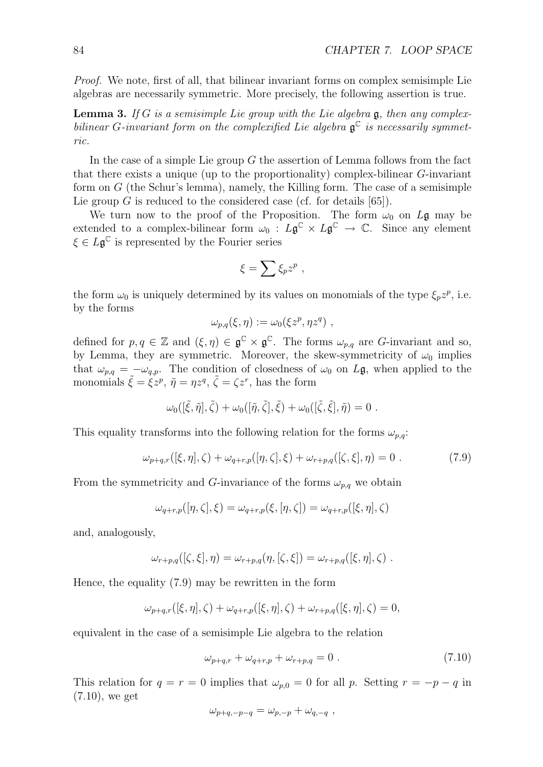*Proof.* We note, first of all, that bilinear invariant forms on complex semisimple Lie algebras are necessarily symmetric. More precisely, the following assertion is true.

**Lemma 3.** *If $G$ is a semisimple Lie group with the Lie algebra $\mathfrak{g}$, then any complex-bilinear $G$-invariant form on the complexified Lie algebra $\mathfrak{g}^{\mathbb{C}}$ is necessarily symmetric.*

In the case of a simple Lie group $G$ the assertion of Lemma follows from the fact that there exists a unique (up to the proportionality) complex-bilinear $G$-invariant form on $G$ (the Schur's lemma), namely, the Killing form. The case of a semisimple Lie group $G$ is reduced to the considered case (cf. for details [65]).

We turn now to the proof of the Proposition. The form $\omega_0$ on $L\mathfrak{g}$ may be extended to a complex-bilinear form $\omega_0 : L\mathfrak{g}^{\mathbb{C}} \times L\mathfrak{g}^{\mathbb{C}} \to \mathbb{C}$. Since any element $\xi \in L\mathfrak{g}^{\mathbb{C}}$ is represented by the Fourier series

$$\xi = \sum \xi_p z^p ,$$

the form $\omega_0$ is uniquely determined by its values on monomials of the type $\xi_p z^p$, i.e. by the forms

$$\omega_{p,q}(\xi, \eta) := \omega_0(\xi z^p, \eta z^q) ,$$

defined for $p, q \in \mathbb{Z}$ and $(\xi, \eta) \in \mathfrak{g}^{\mathbb{C}} \times \mathfrak{g}^{\mathbb{C}}$. The forms $\omega_{p,q}$ are $G$-invariant and so, by Lemma, they are symmetric. Moreover, the skew-symmetricity of $\omega_0$ implies that $\omega_{p,q} = -\omega_{q,p}$. The condition of closedness of $\omega_0$ on $L\mathfrak{g}$, when applied to the monomials $\tilde{\xi} = \xi z^p$, $\tilde{\eta} = \eta z^q$, $\tilde{\zeta} = \zeta z^r$, has the form

$$\omega_0([\tilde{\xi}, \tilde{\eta}], \tilde{\zeta}) + \omega_0([\tilde{\eta}, \tilde{\zeta}], \tilde{\xi}) + \omega_0([\tilde{\zeta}, \tilde{\xi}], \tilde{\eta}) = 0 .$$

This equality transforms into the following relation for the forms $\omega_{p,q}$:

$$\omega_{p+q,r}([\xi, \eta], \zeta) + \omega_{q+r,p}([\eta, \zeta], \xi) + \omega_{r+p,q}([\zeta, \xi], \eta) = 0 . \tag{7.9}$$

From the symmetricity and $G$-invariance of the forms $\omega_{p,q}$ we obtain

$$\omega_{q+r,p}([\eta, \zeta], \xi) = \omega_{q+r,p}(\xi, [\eta, \zeta]) = \omega_{q+r,p}([\xi, \eta], \zeta)$$

and, analogously,

$$\omega_{r+p,q}([\zeta, \xi], \eta) = \omega_{r+p,q}(\eta, [\zeta, \xi]) = \omega_{r+p,q}([\xi, \eta], \zeta) .$$

Hence, the equality (7.9) may be rewritten in the form

$$\omega_{p+q,r}([\xi, \eta], \zeta) + \omega_{q+r,p}([\xi, \eta], \zeta) + \omega_{r+p,q}([\xi, \eta], \zeta) = 0,$$

equivalent in the case of a semisimple Lie algebra to the relation

$$\omega_{p+q,r} + \omega_{q+r,p} + \omega_{r+p,q} = 0 . \tag{7.10}$$

This relation for $q = r = 0$ implies that $\omega_{p,0} = 0$ for all $p$. Setting $r = -p - q$ in (7.10), we get

$$\omega_{p+q,-p-q} = \omega_{p,-p} + \omega_{q,-q} ,$$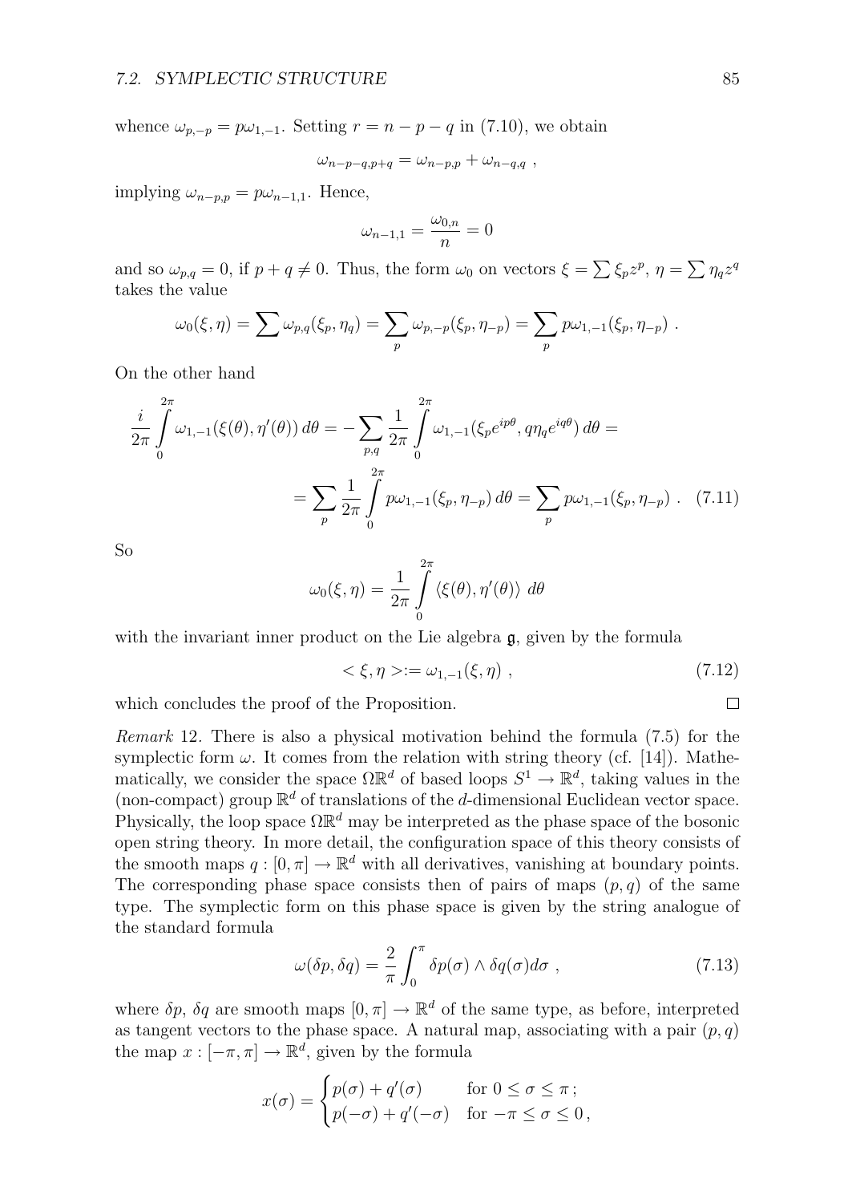whence $\omega_{p,-p} = p\omega_{1,-1}$. Setting $r = n - p - q$ in (7.10), we obtain

$$\omega_{n-p-q,p+q} = \omega_{n-p,p} + \omega_{n-q,q} \ ,$$

implying $\omega_{n-p,p} = p\omega_{n-1,1}$. Hence,

$$\omega_{n-1,1} = \frac{\omega_{0,n}}{n} = 0$$

and so $\omega_{p,q} = 0$, if $p + q \neq 0$. Thus, the form $\omega_0$ on vectors $\xi = \sum \xi_p z^p$, $\eta = \sum \eta_q z^q$ takes the value

$$\omega_0(\xi, \eta) = \sum \omega_{p,q}(\xi_p, \eta_q) = \sum_p \omega_{p,-p}(\xi_p, \eta_{-p}) = \sum_p p\omega_{1,-1}(\xi_p, \eta_{-p}) \ .$$

On the other hand

$$\frac{i}{2\pi}\int_0^{2\pi} \omega_{1,-1}(\xi(\theta), \eta'(\theta))\, d\theta = -\sum_{p,q} \frac{1}{2\pi}\int_0^{2\pi} \omega_{1,-1}(\xi_p e^{ip\theta}, q\eta_q e^{iq\theta})\, d\theta =$$

$$= \sum_p \frac{1}{2\pi}\int_0^{2\pi} p\omega_{1,-1}(\xi_p, \eta_{-p})\, d\theta = \sum_p p\omega_{1,-1}(\xi_p, \eta_{-p}) \ . \quad (7.11)$$

So

$$\omega_0(\xi, \eta) = \frac{1}{2\pi}\int_0^{2\pi} \langle \xi(\theta), \eta'(\theta)\rangle \ d\theta$$

with the invariant inner product on the Lie algebra $\mathfrak{g}$, given by the formula

$$< \xi, \eta >:= \omega_{1,-1}(\xi, \eta) \ , \quad (7.12)$$

which concludes the proof of the Proposition. □

*Remark* 12. There is also a physical motivation behind the formula (7.5) for the symplectic form $\omega$. It comes from the relation with string theory (cf. [14]). Mathematically, we consider the space $\Omega\mathbb{R}^d$ of based loops $S^1 \to \mathbb{R}^d$, taking values in the (non-compact) group $\mathbb{R}^d$ of translations of the $d$-dimensional Euclidean vector space. Physically, the loop space $\Omega\mathbb{R}^d$ may be interpreted as the phase space of the bosonic open string theory. In more detail, the configuration space of this theory consists of the smooth maps $q : [0, \pi] \to \mathbb{R}^d$ with all derivatives, vanishing at boundary points. The corresponding phase space consists then of pairs of maps $(p, q)$ of the same type. The symplectic form on this phase space is given by the string analogue of the standard formula

$$\omega(\delta p, \delta q) = \frac{2}{\pi}\int_0^{\pi} \delta p(\sigma) \wedge \delta q(\sigma) d\sigma \ , \quad (7.13)$$

where $\delta p$, $\delta q$ are smooth maps $[0, \pi] \to \mathbb{R}^d$ of the same type, as before, interpreted as tangent vectors to the phase space. A natural map, associating with a pair $(p, q)$ the map $x : [-\pi, \pi] \to \mathbb{R}^d$, given by the formula

$$x(\sigma) = \begin{cases} p(\sigma) + q'(\sigma) & \text{for } 0 \leq \sigma \leq \pi \, ; \\ p(-\sigma) + q'(-\sigma) & \text{for } -\pi \leq \sigma \leq 0 \, , \end{cases}$$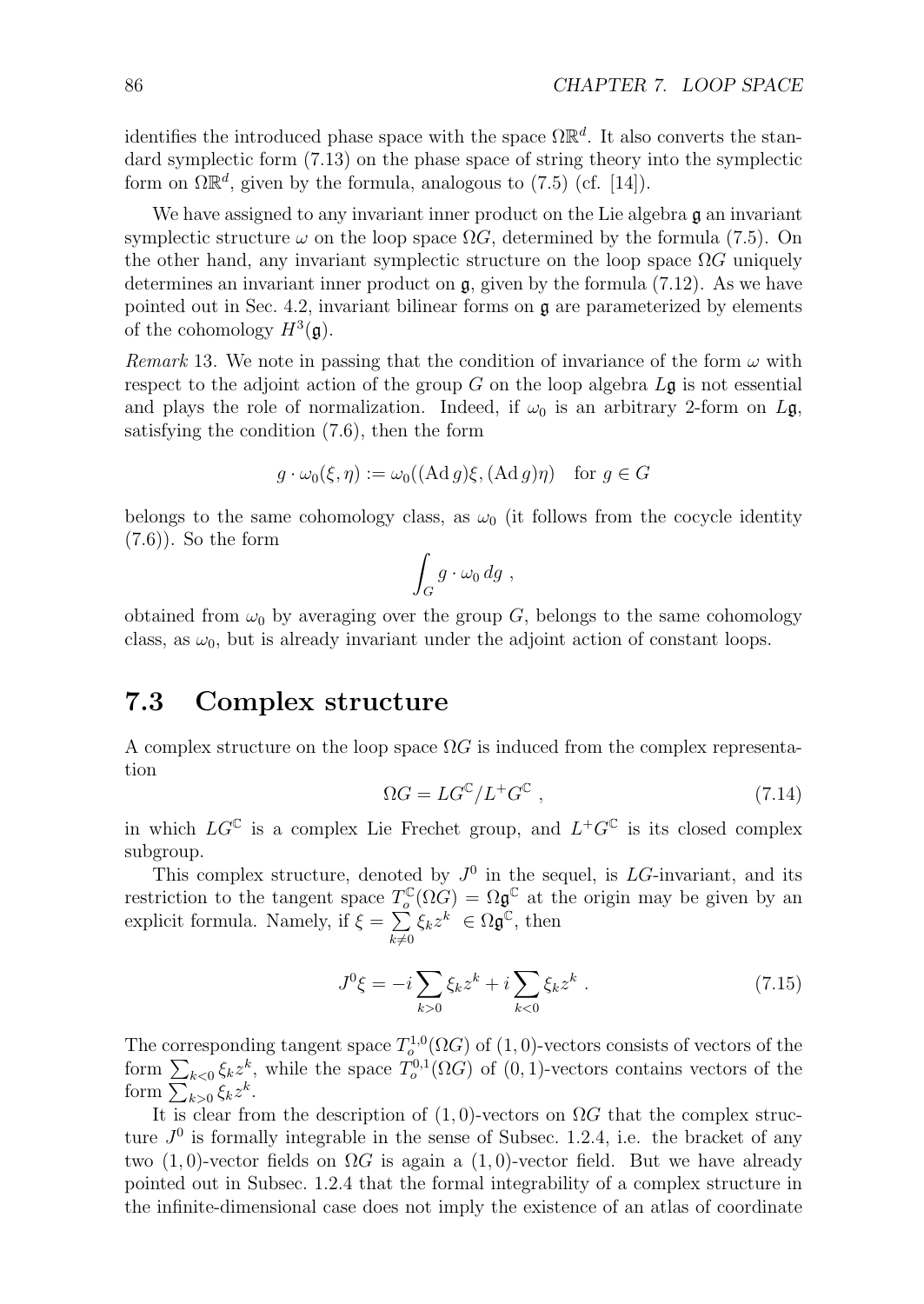identifies the introduced phase space with the space $\Omega\mathbb{R}^d$. It also converts the standard symplectic form (7.13) on the phase space of string theory into the symplectic form on $\Omega\mathbb{R}^d$, given by the formula, analogous to (7.5) (cf. [14]).

We have assigned to any invariant inner product on the Lie algebra $\mathfrak{g}$ an invariant symplectic structure $\omega$ on the loop space $\Omega G$, determined by the formula (7.5). On the other hand, any invariant symplectic structure on the loop space $\Omega G$ uniquely determines an invariant inner product on $\mathfrak{g}$, given by the formula (7.12). As we have pointed out in Sec. 4.2, invariant bilinear forms on $\mathfrak{g}$ are parameterized by elements of the cohomology $H^3(\mathfrak{g})$.

*Remark* 13. We note in passing that the condition of invariance of the form $\omega$ with respect to the adjoint action of the group $G$ on the loop algebra $L\mathfrak{g}$ is not essential and plays the role of normalization. Indeed, if $\omega_0$ is an arbitrary 2-form on $L\mathfrak{g}$, satisfying the condition (7.6), then the form

$$g \cdot \omega_0(\xi, \eta) := \omega_0((\operatorname{Ad} g)\xi, (\operatorname{Ad} g)\eta) \quad \text{for } g \in G$$

belongs to the same cohomology class, as $\omega_0$ (it follows from the cocycle identity (7.6)). So the form

$$\int_G g \cdot \omega_0 \, dg \ ,$$

obtained from $\omega_0$ by averaging over the group $G$, belongs to the same cohomology class, as $\omega_0$, but is already invariant under the adjoint action of constant loops.

## 7.3 Complex structure

A complex structure on the loop space $\Omega G$ is induced from the complex representation

$$\Omega G = LG^{\mathbb{C}}/L^+G^{\mathbb{C}} \ , \tag{7.14}$$

in which $LG^{\mathbb{C}}$ is a complex Lie Frechet group, and $L^+G^{\mathbb{C}}$ is its closed complex subgroup.

This complex structure, denoted by $J^0$ in the sequel, is $LG$-invariant, and its restriction to the tangent space $T_o^{\mathbb{C}}(\Omega G) = \Omega\mathfrak{g}^{\mathbb{C}}$ at the origin may be given by an explicit formula. Namely, if $\xi = \sum_{k\neq 0} \xi_k z^k \ \in \Omega\mathfrak{g}^{\mathbb{C}}$, then

$$J^0\xi = -i\sum_{k>0} \xi_k z^k + i\sum_{k<0} \xi_k z^k \ . \tag{7.15}$$

The corresponding tangent space $T_o^{1,0}(\Omega G)$ of $(1,0)$-vectors consists of vectors of the form $\sum_{k<0} \xi_k z^k$, while the space $T_o^{0,1}(\Omega G)$ of $(0,1)$-vectors contains vectors of the form $\sum_{k>0} \xi_k z^k$.

It is clear from the description of $(1,0)$-vectors on $\Omega G$ that the complex structure $J^0$ is formally integrable in the sense of Subsec. 1.2.4, i.e. the bracket of any two $(1,0)$-vector fields on $\Omega G$ is again a $(1,0)$-vector field. But we have already pointed out in Subsec. 1.2.4 that the formal integrability of a complex structure in the infinite-dimensional case does not imply the existence of an atlas of coordinate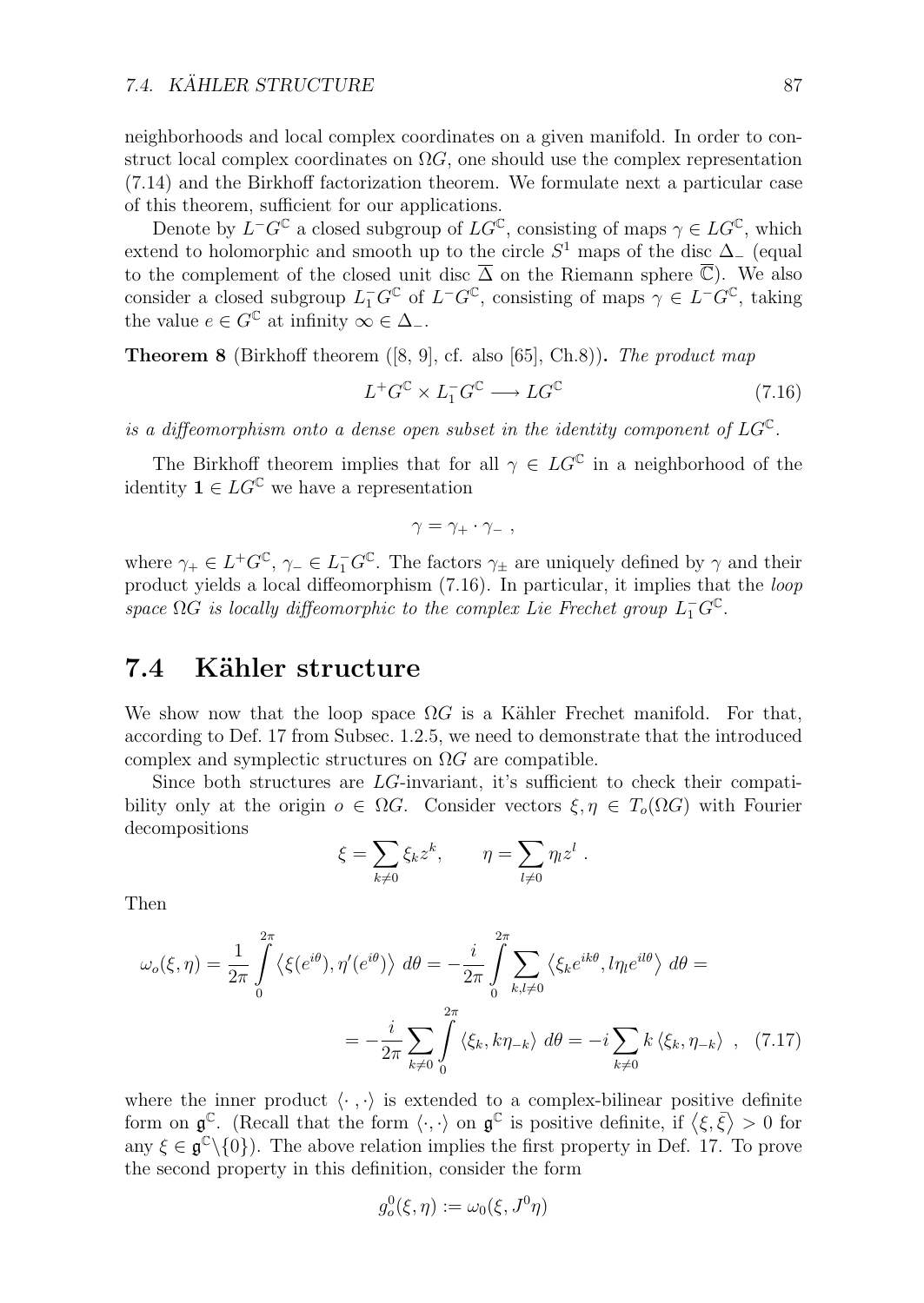neighborhoods and local complex coordinates on a given manifold. In order to construct local complex coordinates on $\Omega G$, one should use the complex representation (7.14) and the Birkhoff factorization theorem. We formulate next a particular case of this theorem, sufficient for our applications.

Denote by $L^{-}G^{\mathbb{C}}$ a closed subgroup of $LG^{\mathbb{C}}$, consisting of maps $\gamma \in LG^{\mathbb{C}}$, which extend to holomorphic and smooth up to the circle $S^1$ maps of the disc $\Delta_-$ (equal to the complement of the closed unit disc $\overline{\Delta}$ on the Riemann sphere $\overline{\mathbb{C}}$). We also consider a closed subgroup $L_1^{-}G^{\mathbb{C}}$ of $L^{-}G^{\mathbb{C}}$, consisting of maps $\gamma \in L^{-}G^{\mathbb{C}}$, taking the value $e \in G^{\mathbb{C}}$ at infinity $\infty \in \Delta_-$.

**Theorem 8** (Birkhoff theorem ([8, 9], cf. also [65], Ch.8)). *The product map*

$$L^{+}G^{\mathbb{C}} \times L_1^{-}G^{\mathbb{C}} \longrightarrow LG^{\mathbb{C}} \tag{7.16}$$

*is a diffeomorphism onto a dense open subset in the identity component of $LG^{\mathbb{C}}$.*

The Birkhoff theorem implies that for all $\gamma \in LG^{\mathbb{C}}$ in a neighborhood of the identity $\mathbf{1} \in LG^{\mathbb{C}}$ we have a representation

$$\gamma = \gamma_+ \cdot \gamma_- \ ,$$

where $\gamma_+ \in L^{+}G^{\mathbb{C}}$, $\gamma_- \in L_1^{-}G^{\mathbb{C}}$. The factors $\gamma_\pm$ are uniquely defined by $\gamma$ and their product yields a local diffeomorphism (7.16). In particular, it implies that the *loop space $\Omega G$ is locally diffeomorphic to the complex Lie Frechet group $L_1^{-}G^{\mathbb{C}}$.*

## 7.4 Kähler structure

We show now that the loop space $\Omega G$ is a Kähler Frechet manifold. For that, according to Def. 17 from Subsec. 1.2.5, we need to demonstrate that the introduced complex and symplectic structures on $\Omega G$ are compatible.

Since both structures are $LG$-invariant, it's sufficient to check their compatibility only at the origin $o \in \Omega G$. Consider vectors $\xi, \eta \in T_o(\Omega G)$ with Fourier decompositions

$$\xi = \sum_{k \neq 0} \xi_k z^k, \qquad \eta = \sum_{l \neq 0} \eta_l z^l \ .$$

Then

$$\omega_o(\xi, \eta) = \frac{1}{2\pi} \int_0^{2\pi} \left\langle \xi(e^{i\theta}), \eta'(e^{i\theta}) \right\rangle \, d\theta = -\frac{i}{2\pi} \int_0^{2\pi} \sum_{k,l \neq 0} \left\langle \xi_k e^{ik\theta}, l\eta_l e^{il\theta} \right\rangle \, d\theta =$$

$$= -\frac{i}{2\pi} \sum_{k \neq 0} \int_0^{2\pi} \left\langle \xi_k, k\eta_{-k} \right\rangle \, d\theta = -i \sum_{k \neq 0} k \left\langle \xi_k, \eta_{-k} \right\rangle \ , \tag{7.17}$$

where the inner product $\langle \cdot \, , \cdot \rangle$ is extended to a complex-bilinear positive definite form on $\mathfrak{g}^{\mathbb{C}}$. (Recall that the form $\langle \cdot, \cdot \rangle$ on $\mathfrak{g}^{\mathbb{C}}$ is positive definite, if $\langle \xi, \bar{\xi} \rangle > 0$ for any $\xi \in \mathfrak{g}^{\mathbb{C}} \backslash \{0\}$). The above relation implies the first property in Def. 17. To prove the second property in this definition, consider the form

$$g_o^0(\xi, \eta) := \omega_0(\xi, J^0 \eta)$$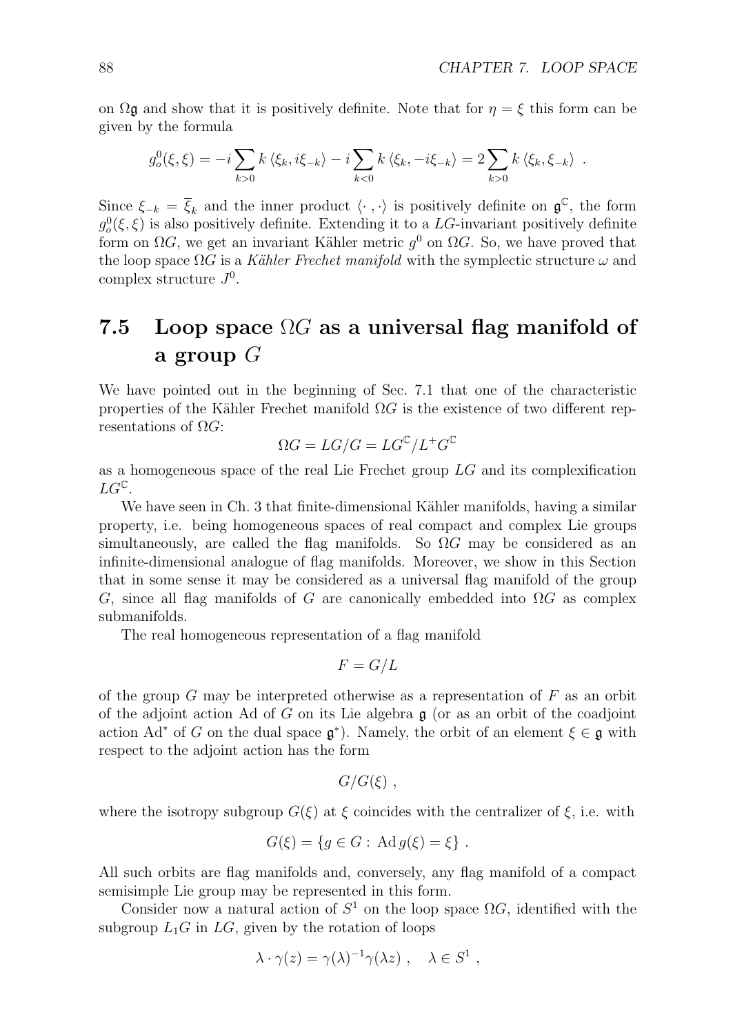on $\Omega\mathfrak{g}$ and show that it is positively definite. Note that for $\eta = \xi$ this form can be given by the formula

$$g_o^0(\xi,\xi) = -i\sum_{k>0} k\,\langle \xi_k, i\xi_{-k}\rangle - i\sum_{k<0} k\,\langle \xi_k, -i\xi_{-k}\rangle = 2\sum_{k>0} k\,\langle \xi_k, \xi_{-k}\rangle \ .$$

Since $\xi_{-k} = \overline{\xi}_k$ and the inner product $\langle\cdot\,,\cdot\rangle$ is positively definite on $\mathfrak{g}^{\mathbb{C}}$, the form $g_o^0(\xi,\xi)$ is also positively definite. Extending it to a $LG$-invariant positively definite form on $\Omega G$, we get an invariant Kähler metric $g^0$ on $\Omega G$. So, we have proved that the loop space $\Omega G$ is a *Kähler Frechet manifold* with the symplectic structure $\omega$ and complex structure $J^0$.

## 7.5 Loop space $\Omega G$ as a universal flag manifold of a group $G$

We have pointed out in the beginning of Sec. 7.1 that one of the characteristic properties of the Kähler Frechet manifold $\Omega G$ is the existence of two different representations of $\Omega G$:

$$\Omega G = LG/G = LG^{\mathbb{C}}/L^+G^{\mathbb{C}}$$

as a homogeneous space of the real Lie Frechet group $LG$ and its complexification $LG^{\mathbb{C}}$.

We have seen in Ch. 3 that finite-dimensional Kähler manifolds, having a similar property, i.e. being homogeneous spaces of real compact and complex Lie groups simultaneously, are called the flag manifolds. So $\Omega G$ may be considered as an infinite-dimensional analogue of flag manifolds. Moreover, we show in this Section that in some sense it may be considered as a universal flag manifold of the group $G$, since all flag manifolds of $G$ are canonically embedded into $\Omega G$ as complex submanifolds.

The real homogeneous representation of a flag manifold

$$F = G/L$$

of the group $G$ may be interpreted otherwise as a representation of $F$ as an orbit of the adjoint action Ad of $G$ on its Lie algebra $\mathfrak{g}$ (or as an orbit of the coadjoint action $\mathrm{Ad}^*$ of $G$ on the dual space $\mathfrak{g}^*$). Namely, the orbit of an element $\xi \in \mathfrak{g}$ with respect to the adjoint action has the form

$$G/G(\xi)\ ,$$

where the isotropy subgroup $G(\xi)$ at $\xi$ coincides with the centralizer of $\xi$, i.e. with

$$G(\xi) = \{g \in G :\ \mathrm{Ad}\, g(\xi) = \xi\}\ .$$

All such orbits are flag manifolds and, conversely, any flag manifold of a compact semisimple Lie group may be represented in this form.

Consider now a natural action of $S^1$ on the loop space $\Omega G$, identified with the subgroup $L_1G$ in $LG$, given by the rotation of loops

$$\lambda\cdot\gamma(z) = \gamma(\lambda)^{-1}\gamma(\lambda z)\ ,\quad \lambda \in S^1\ ,$$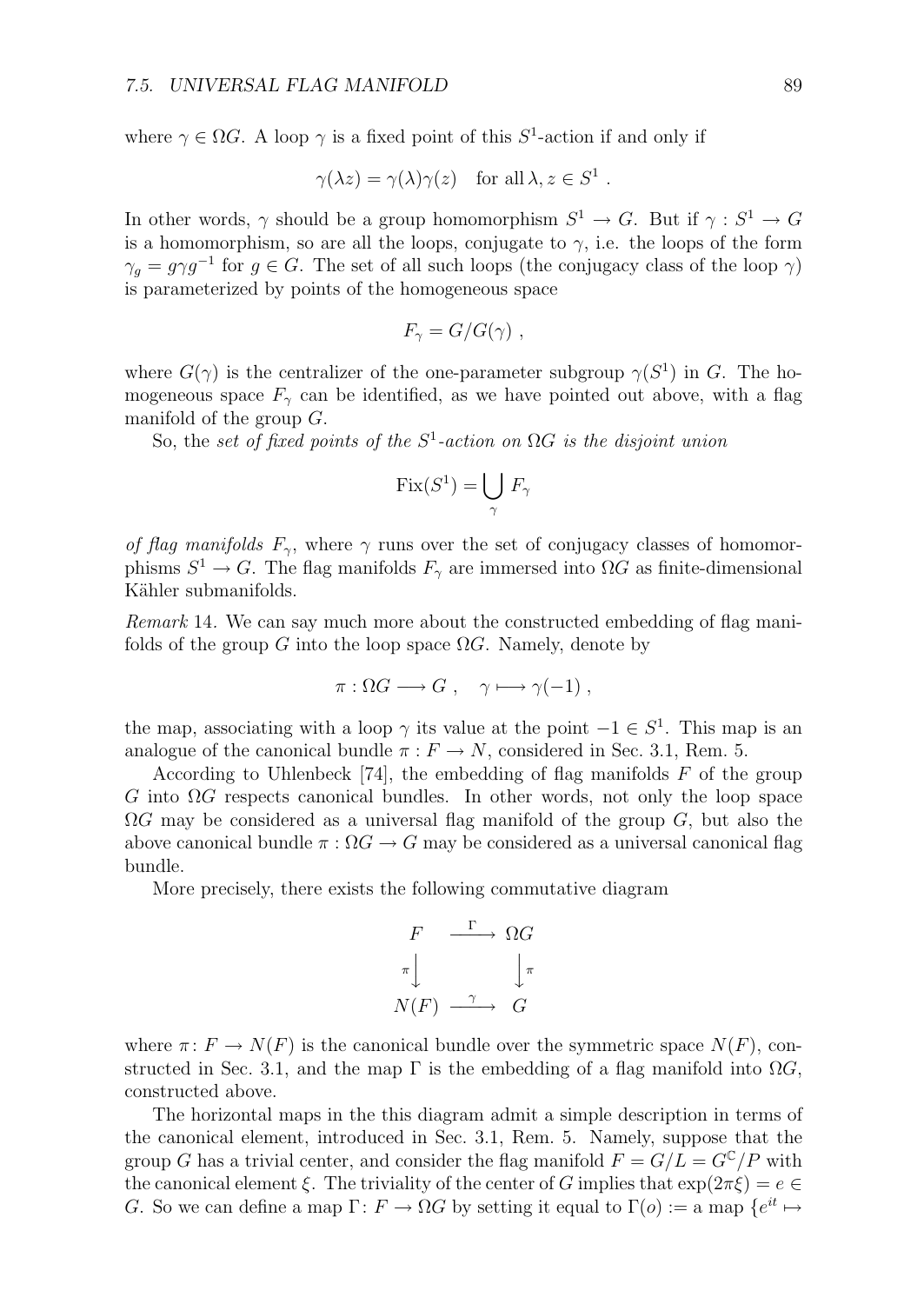where $\gamma \in \Omega G$. A loop $\gamma$ is a fixed point of this $S^1$-action if and only if

$$\gamma(\lambda z) = \gamma(\lambda)\gamma(z) \quad \text{for all } \lambda, z \in S^1 \ .$$

In other words, $\gamma$ should be a group homomorphism $S^1 \to G$. But if $\gamma : S^1 \to G$ is a homomorphism, so are all the loops, conjugate to $\gamma$, i.e. the loops of the form $\gamma_g = g\gamma g^{-1}$ for $g \in G$. The set of all such loops (the conjugacy class of the loop $\gamma$) is parameterized by points of the homogeneous space

$$F_\gamma = G/G(\gamma) \ ,$$

where $G(\gamma)$ is the centralizer of the one-parameter subgroup $\gamma(S^1)$ in $G$. The homogeneous space $F_\gamma$ can be identified, as we have pointed out above, with a flag manifold of the group $G$.

So, the *set of fixed points of the $S^1$-action on $\Omega G$ is the disjoint union*

$$\mathrm{Fix}(S^1) = \bigcup_\gamma F_\gamma$$

*of flag manifolds $F_\gamma$*, where $\gamma$ runs over the set of conjugacy classes of homomorphisms $S^1 \to G$. The flag manifolds $F_\gamma$ are immersed into $\Omega G$ as finite-dimensional Kähler submanifolds.

*Remark* 14. We can say much more about the constructed embedding of flag manifolds of the group $G$ into the loop space $\Omega G$. Namely, denote by

$$\pi : \Omega G \longrightarrow G \ , \quad \gamma \longmapsto \gamma(-1) \ ,$$

the map, associating with a loop $\gamma$ its value at the point $-1 \in S^1$. This map is an analogue of the canonical bundle $\pi : F \to N$, considered in Sec. 3.1, Rem. 5.

According to Uhlenbeck [74], the embedding of flag manifolds $F$ of the group $G$ into $\Omega G$ respects canonical bundles. In other words, not only the loop space $\Omega G$ may be considered as a universal flag manifold of the group $G$, but also the above canonical bundle $\pi : \Omega G \to G$ may be considered as a universal canonical flag bundle.

More precisely, there exists the following commutative diagram

$$\begin{array}{ccc} F & \xrightarrow{\ \Gamma\ } & \Omega G \\ {\scriptstyle\pi}\big\downarrow & & \big\downarrow{\scriptstyle\pi} \\ N(F) & \xrightarrow{\ \gamma\ } & G \end{array}$$

where $\pi \colon F \to N(F)$ is the canonical bundle over the symmetric space $N(F)$, constructed in Sec. 3.1, and the map $\Gamma$ is the embedding of a flag manifold into $\Omega G$, constructed above.

The horizontal maps in the this diagram admit a simple description in terms of the canonical element, introduced in Sec. 3.1, Rem. 5. Namely, suppose that the group $G$ has a trivial center, and consider the flag manifold $F = G/L = G^{\mathbb{C}}/P$ with the canonical element $\xi$. The triviality of the center of $G$ implies that $\exp(2\pi\xi) = e \in G$. So we can define a map $\Gamma \colon F \to \Omega G$ by setting it equal to $\Gamma(o) :=$ a map $\{e^{it} \mapsto$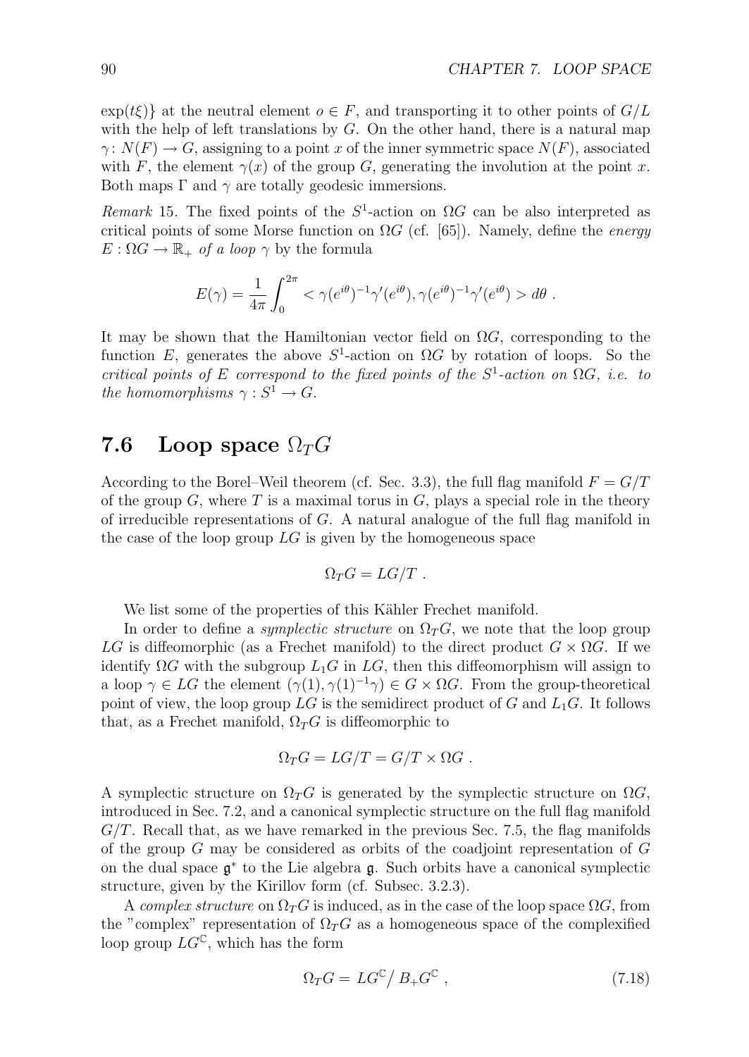$\exp(t\xi)\}$ at the neutral element $o \in F$, and transporting it to other points of $G/L$ with the help of left translations by $G$. On the other hand, there is a natural map $\gamma\colon N(F) \to G$, assigning to a point $x$ of the inner symmetric space $N(F)$, associated with $F$, the element $\gamma(x)$ of the group $G$, generating the involution at the point $x$. Both maps $\Gamma$ and $\gamma$ are totally geodesic immersions.

*Remark* 15. The fixed points of the $S^1$-action on $\Omega G$ can be also interpreted as critical points of some Morse function on $\Omega G$ (cf. [65]). Namely, define the *energy* $E : \Omega G \to \mathbb{R}_+$ *of a loop* $\gamma$ by the formula

$$E(\gamma) = \frac{1}{4\pi}\int_0^{2\pi} < \gamma(e^{i\theta})^{-1}\gamma'(e^{i\theta}), \gamma(e^{i\theta})^{-1}\gamma'(e^{i\theta}) > d\theta \ .$$

It may be shown that the Hamiltonian vector field on $\Omega G$, corresponding to the function $E$, generates the above $S^1$-action on $\Omega G$ by rotation of loops. So the *critical points of $E$ correspond to the fixed points of the $S^1$-action on $\Omega G$, i.e. to the homomorphisms $\gamma : S^1 \to G$.*

## 7.6 Loop space $\Omega_T G$

According to the Borel–Weil theorem (cf. Sec. 3.3), the full flag manifold $F = G/T$ of the group $G$, where $T$ is a maximal torus in $G$, plays a special role in the theory of irreducible representations of $G$. A natural analogue of the full flag manifold in the case of the loop group $LG$ is given by the homogeneous space

$$\Omega_T G = LG/T \ .$$

We list some of the properties of this Kähler Frechet manifold.

In order to define a *symplectic structure* on $\Omega_T G$, we note that the loop group $LG$ is diffeomorphic (as a Frechet manifold) to the direct product $G \times \Omega G$. If we identify $\Omega G$ with the subgroup $L_1 G$ in $LG$, then this diffeomorphism will assign to a loop $\gamma \in LG$ the element $(\gamma(1), \gamma(1)^{-1}\gamma) \in G \times \Omega G$. From the group-theoretical point of view, the loop group $LG$ is the semidirect product of $G$ and $L_1 G$. It follows that, as a Frechet manifold, $\Omega_T G$ is diffeomorphic to

$$\Omega_T G = LG/T = G/T \times \Omega G \ .$$

A symplectic structure on $\Omega_T G$ is generated by the symplectic structure on $\Omega G$, introduced in Sec. 7.2, and a canonical symplectic structure on the full flag manifold $G/T$. Recall that, as we have remarked in the previous Sec. 7.5, the flag manifolds of the group $G$ may be considered as orbits of the coadjoint representation of $G$ on the dual space $\mathfrak{g}^*$ to the Lie algebra $\mathfrak{g}$. Such orbits have a canonical symplectic structure, given by the Kirillov form (cf. Subsec. 3.2.3).

A *complex structure* on $\Omega_T G$ is induced, as in the case of the loop space $\Omega G$, from the "complex" representation of $\Omega_T G$ as a homogeneous space of the complexified loop group $LG^{\mathbb{C}}$, which has the form

$$\Omega_T G = LG^{\mathbb{C}} \big/ B_+ G^{\mathbb{C}} \ , \tag{7.18}$$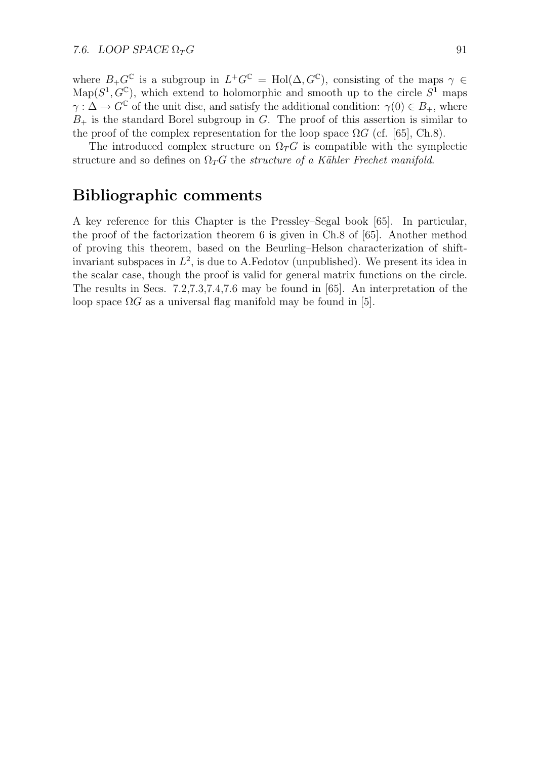where $B_+G^{\mathbb{C}}$ is a subgroup in $L^+G^{\mathbb{C}} = \mathrm{Hol}(\Delta, G^{\mathbb{C}})$, consisting of the maps $\gamma \in \mathrm{Map}(S^1, G^{\mathbb{C}})$, which extend to holomorphic and smooth up to the circle $S^1$ maps $\gamma : \Delta \to G^{\mathbb{C}}$ of the unit disc, and satisfy the additional condition: $\gamma(0) \in B_+$, where $B_+$ is the standard Borel subgroup in $G$. The proof of this assertion is similar to the proof of the complex representation for the loop space $\Omega G$ (cf. [65], Ch.8).

The introduced complex structure on $\Omega_T G$ is compatible with the symplectic structure and so defines on $\Omega_T G$ the *structure of a Kähler Frechet manifold*.

## Bibliographic comments

A key reference for this Chapter is the Pressley–Segal book [65]. In particular, the proof of the factorization theorem 6 is given in Ch.8 of [65]. Another method of proving this theorem, based on the Beurling–Helson characterization of shift-invariant subspaces in $L^2$, is due to A.Fedotov (unpublished). We present its idea in the scalar case, though the proof is valid for general matrix functions on the circle. The results in Secs. 7.2,7.3,7.4,7.6 may be found in [65]. An interpretation of the loop space $\Omega G$ as a universal flag manifold may be found in [5].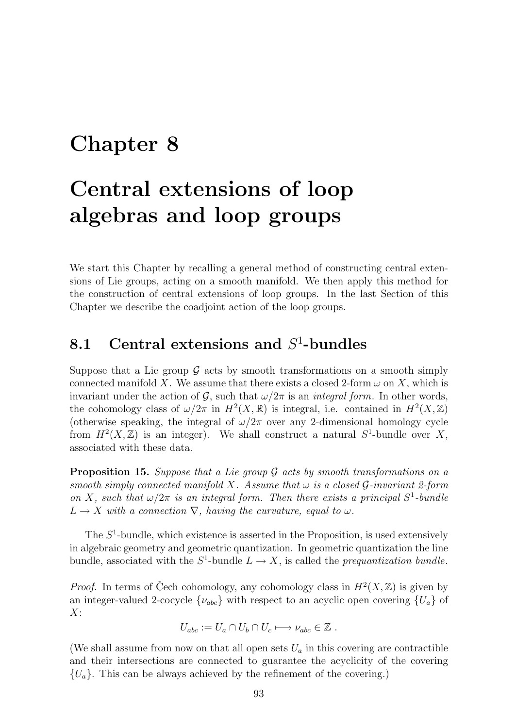# Chapter 8

# Central extensions of loop algebras and loop groups

We start this Chapter by recalling a general method of constructing central extensions of Lie groups, acting on a smooth manifold. We then apply this method for the construction of central extensions of loop groups. In the last Section of this Chapter we describe the coadjoint action of the loop groups.

## 8.1 Central extensions and $S^1$-bundles

Suppose that a Lie group $\mathcal{G}$ acts by smooth transformations on a smooth simply connected manifold $X$. We assume that there exists a closed 2-form $\omega$ on $X$, which is invariant under the action of $\mathcal{G}$, such that $\omega/2\pi$ is an *integral form*. In other words, the cohomology class of $\omega/2\pi$ in $H^2(X,\mathbb{R})$ is integral, i.e. contained in $H^2(X,\mathbb{Z})$ (otherwise speaking, the integral of $\omega/2\pi$ over any 2-dimensional homology cycle from $H^2(X,\mathbb{Z})$ is an integer). We shall construct a natural $S^1$-bundle over $X$, associated with these data.

**Proposition 15.** *Suppose that a Lie group $\mathcal{G}$ acts by smooth transformations on a smooth simply connected manifold $X$. Assume that $\omega$ is a closed $\mathcal{G}$-invariant 2-form on $X$, such that $\omega/2\pi$ is an integral form. Then there exists a principal $S^1$-bundle $L \to X$ with a connection $\nabla$, having the curvature, equal to $\omega$.*

The $S^1$-bundle, which existence is asserted in the Proposition, is used extensively in algebraic geometry and geometric quantization. In geometric quantization the line bundle, associated with the $S^1$-bundle $L \to X$, is called the *prequantization bundle*.

*Proof.* In terms of Čech cohomology, any cohomology class in $H^2(X,\mathbb{Z})$ is given by an integer-valued 2-cocycle $\{\nu_{abc}\}$ with respect to an acyclic open covering $\{U_a\}$ of $X$:

$$U_{abc} := U_a \cap U_b \cap U_c \longmapsto \nu_{abc} \in \mathbb{Z} \ .$$

(We shall assume from now on that all open sets $U_a$ in this covering are contractible and their intersections are connected to guarantee the acyclicity of the covering $\{U_a\}$. This can be always achieved by the refinement of the covering.)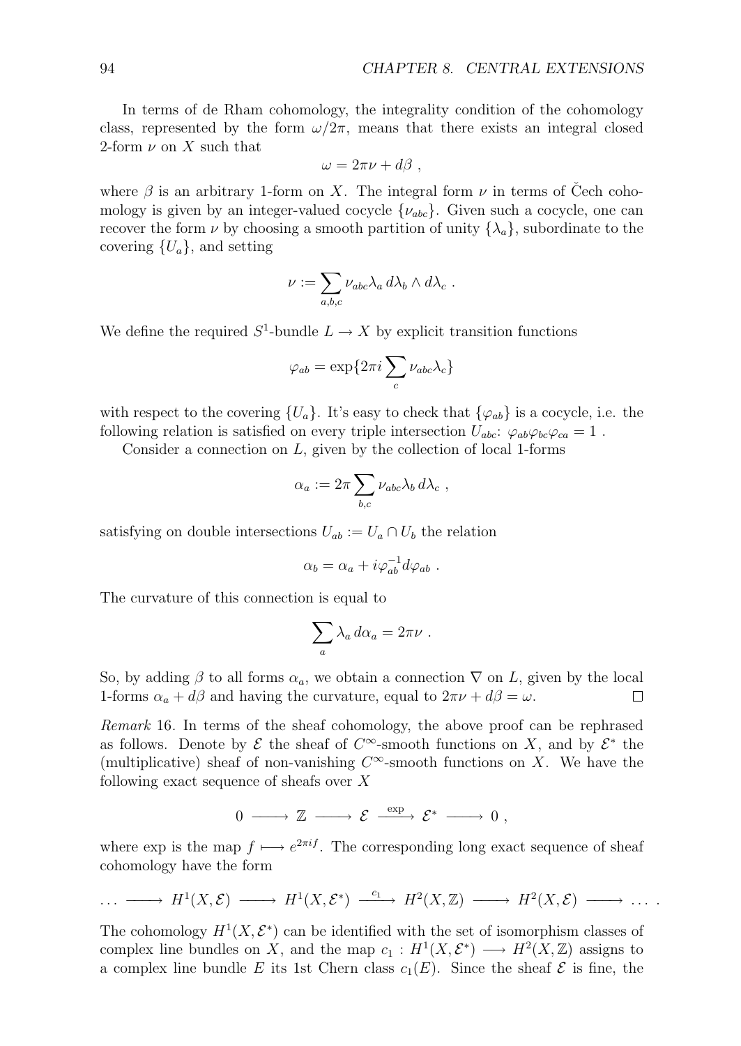In terms of de Rham cohomology, the integrality condition of the cohomology class, represented by the form $\omega/2\pi$, means that there exists an integral closed 2-form $\nu$ on $X$ such that

$$\omega = 2\pi\nu + d\beta \ ,$$

where $\beta$ is an arbitrary 1-form on $X$. The integral form $\nu$ in terms of Čech cohomology is given by an integer-valued cocycle $\{\nu_{abc}\}$. Given such a cocycle, one can recover the form $\nu$ by choosing a smooth partition of unity $\{\lambda_a\}$, subordinate to the covering $\{U_a\}$, and setting

$$\nu := \sum_{a,b,c} \nu_{abc}\lambda_a \, d\lambda_b \wedge d\lambda_c \ .$$

We define the required $S^1$-bundle $L \to X$ by explicit transition functions

$$\varphi_{ab} = \exp\{2\pi i \sum_c \nu_{abc}\lambda_c\}$$

with respect to the covering $\{U_a\}$. It's easy to check that $\{\varphi_{ab}\}$ is a cocycle, i.e. the following relation is satisfied on every triple intersection $U_{abc}$: $\varphi_{ab}\varphi_{bc}\varphi_{ca} = 1$ .

Consider a connection on $L$, given by the collection of local 1-forms

$$\alpha_a := 2\pi \sum_{b,c} \nu_{abc}\lambda_b \, d\lambda_c \ ,$$

satisfying on double intersections $U_{ab} := U_a \cap U_b$ the relation

$$\alpha_b = \alpha_a + i\varphi_{ab}^{-1} d\varphi_{ab} \ .$$

The curvature of this connection is equal to

$$\sum_a \lambda_a \, d\alpha_a = 2\pi\nu \ .$$

So, by adding $\beta$ to all forms $\alpha_a$, we obtain a connection $\nabla$ on $L$, given by the local 1-forms $\alpha_a + d\beta$ and having the curvature, equal to $2\pi\nu + d\beta = \omega$. □

*Remark* 16. In terms of the sheaf cohomology, the above proof can be rephrased as follows. Denote by $\mathcal{E}$ the sheaf of $C^\infty$-smooth functions on $X$, and by $\mathcal{E}^*$ the (multiplicative) sheaf of non-vanishing $C^\infty$-smooth functions on $X$. We have the following exact sequence of sheafs over $X$

$$0 \longrightarrow \mathbb{Z} \longrightarrow \mathcal{E} \xrightarrow{\ \exp\ } \mathcal{E}^* \longrightarrow 0 \ ,$$

where exp is the map $f \longmapsto e^{2\pi i f}$. The corresponding long exact sequence of sheaf cohomology have the form

$$\ldots \longrightarrow H^1(X,\mathcal{E}) \longrightarrow H^1(X,\mathcal{E}^*) \xrightarrow{\ c_1\ } H^2(X,\mathbb{Z}) \longrightarrow H^2(X,\mathcal{E}) \longrightarrow \ldots \ .$$

The cohomology $H^1(X,\mathcal{E}^*)$ can be identified with the set of isomorphism classes of complex line bundles on $X$, and the map $c_1 : H^1(X,\mathcal{E}^*) \longrightarrow H^2(X,\mathbb{Z})$ assigns to a complex line bundle $E$ its 1st Chern class $c_1(E)$. Since the sheaf $\mathcal{E}$ is fine, the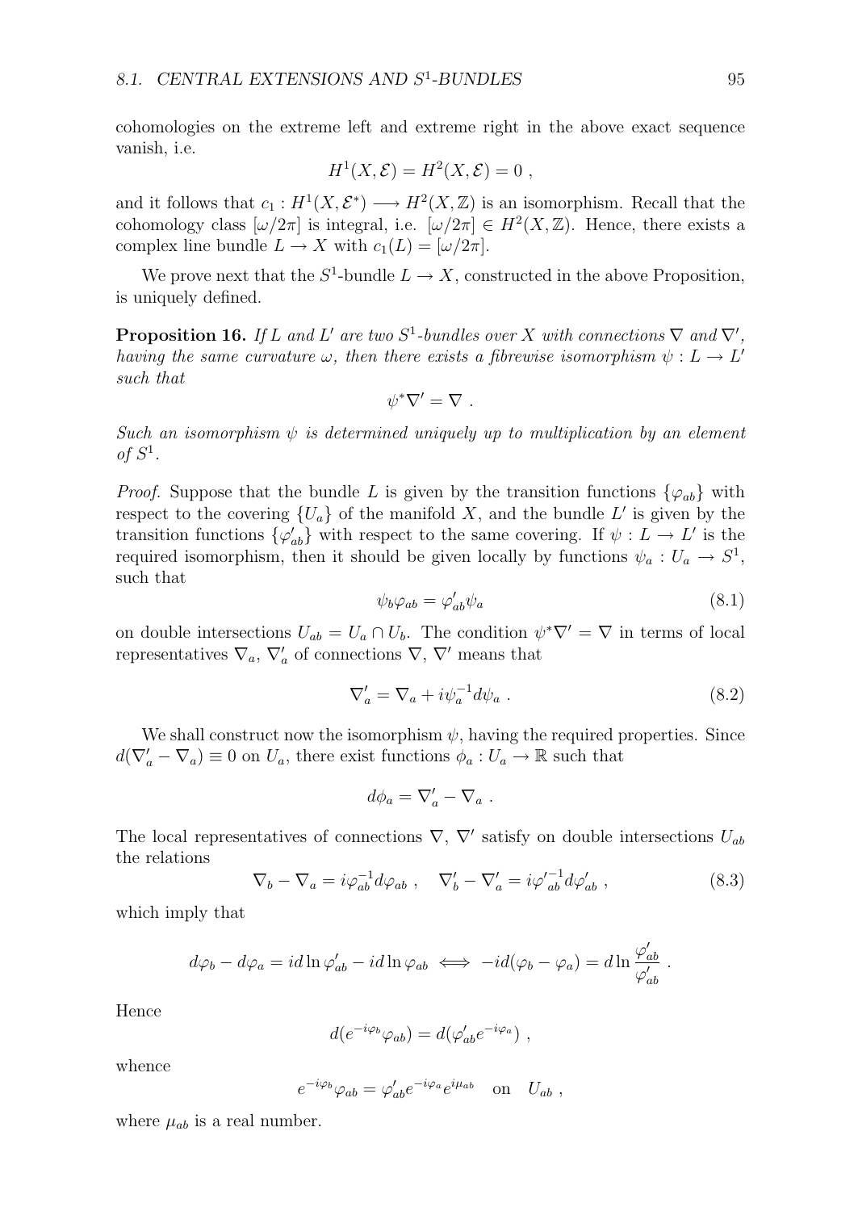cohomologies on the extreme left and extreme right in the above exact sequence vanish, i.e.

$$H^1(X, \mathcal{E}) = H^2(X, \mathcal{E}) = 0 \ ,$$

and it follows that $c_1 : H^1(X, \mathcal{E}^*) \longrightarrow H^2(X, \mathbb{Z})$ is an isomorphism. Recall that the cohomology class $[\omega/2\pi]$ is integral, i.e. $[\omega/2\pi] \in H^2(X, \mathbb{Z})$. Hence, there exists a complex line bundle $L \to X$ with $c_1(L) = [\omega/2\pi]$.

We prove next that the $S^1$-bundle $L \to X$, constructed in the above Proposition, is uniquely defined.

**Proposition 16.** *If $L$ and $L'$ are two $S^1$-bundles over $X$ with connections $\nabla$ and $\nabla'$, having the same curvature $\omega$, then there exists a fibrewise isomorphism $\psi : L \to L'$ such that*

$$\psi^* \nabla' = \nabla \ .$$

*Such an isomorphism $\psi$ is determined uniquely up to multiplication by an element of $S^1$.*

*Proof.* Suppose that the bundle $L$ is given by the transition functions $\{\varphi_{ab}\}$ with respect to the covering $\{U_a\}$ of the manifold $X$, and the bundle $L'$ is given by the transition functions $\{\varphi'_{ab}\}$ with respect to the same covering. If $\psi : L \to L'$ is the required isomorphism, then it should be given locally by functions $\psi_a : U_a \to S^1$, such that

$$\psi_b \varphi_{ab} = \varphi'_{ab} \psi_a \tag{8.1}$$

on double intersections $U_{ab} = U_a \cap U_b$. The condition $\psi^* \nabla' = \nabla$ in terms of local representatives $\nabla_a$, $\nabla'_a$ of connections $\nabla$, $\nabla'$ means that

$$\nabla'_a = \nabla_a + i\psi_a^{-1} d\psi_a \ . \tag{8.2}$$

We shall construct now the isomorphism $\psi$, having the required properties. Since $d(\nabla'_a - \nabla_a) \equiv 0$ on $U_a$, there exist functions $\phi_a : U_a \to \mathbb{R}$ such that

$$d\phi_a = \nabla'_a - \nabla_a \ .$$

The local representatives of connections $\nabla$, $\nabla'$ satisfy on double intersections $U_{ab}$ the relations

$$\nabla_b - \nabla_a = i\varphi_{ab}^{-1} d\varphi_{ab} \ , \quad \nabla'_b - \nabla'_a = i\varphi'^{-1}_{ab} d\varphi'_{ab} \ , \tag{8.3}$$

which imply that

$$d\varphi_b - d\varphi_a = i d\ln \varphi'_{ab} - i d\ln \varphi_{ab} \iff -id(\varphi_b - \varphi_a) = d\ln \frac{\varphi'_{ab}}{\varphi'_{ab}} \ .$$

Hence

$$d(e^{-i\varphi_b}\varphi_{ab}) = d(\varphi'_{ab} e^{-i\varphi_a}) \ ,$$

whence

$$e^{-i\varphi_b}\varphi_{ab} = \varphi'_{ab} e^{-i\varphi_a} e^{i\mu_{ab}} \quad \text{on} \quad U_{ab} \ ,$$

where $\mu_{ab}$ is a real number.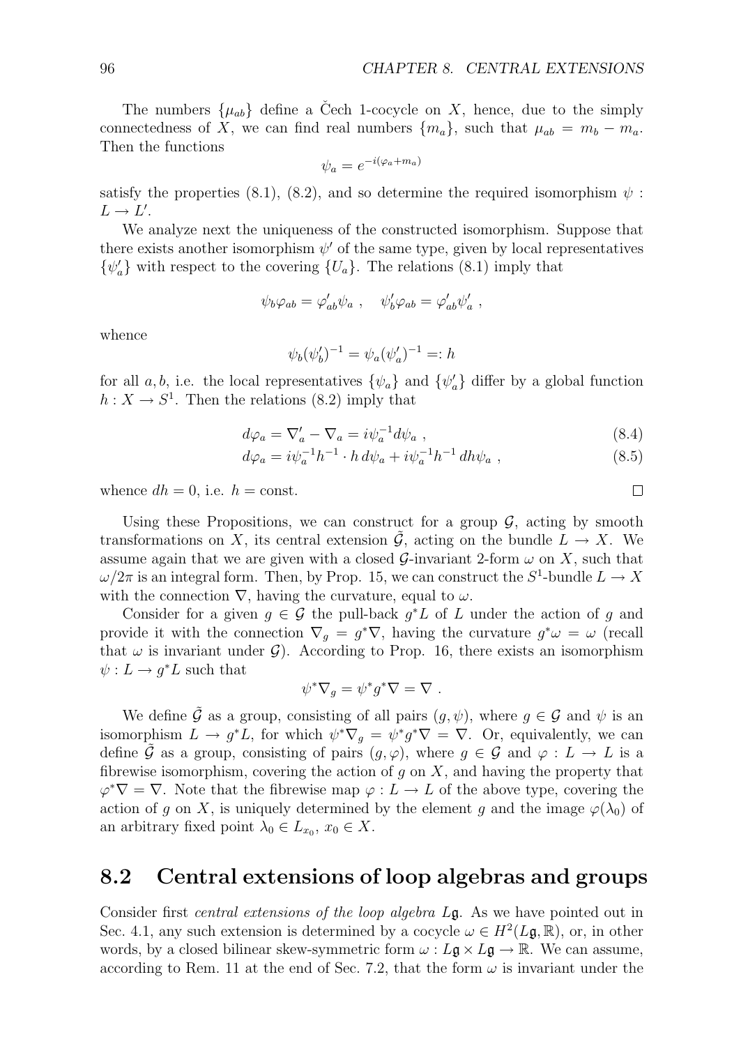The numbers $\{\mu_{ab}\}$ define a Čech 1-cocycle on $X$, hence, due to the simply connectedness of $X$, we can find real numbers $\{m_a\}$, such that $\mu_{ab} = m_b - m_a$. Then the functions

$$\psi_a = e^{-i(\varphi_a + m_a)}$$

satisfy the properties (8.1), (8.2), and so determine the required isomorphism $\psi : L \to L'$.

We analyze next the uniqueness of the constructed isomorphism. Suppose that there exists another isomorphism $\psi'$ of the same type, given by local representatives $\{\psi'_a\}$ with respect to the covering $\{U_a\}$. The relations (8.1) imply that

$$\psi_b \varphi_{ab} = \varphi'_{ab} \psi_a \ , \quad \psi'_b \varphi_{ab} = \varphi'_{ab} \psi'_a \ ,$$

whence

$$\psi_b (\psi'_b)^{-1} = \psi_a (\psi'_a)^{-1} =: h$$

for all $a, b$, i.e. the local representatives $\{\psi_a\}$ and $\{\psi'_a\}$ differ by a global function $h : X \to S^1$. Then the relations (8.2) imply that

$$d\varphi_a = \nabla'_a - \nabla_a = i\psi_a^{-1} d\psi_a \ , \tag{8.4}$$

$$d\varphi_a = i\psi_a^{-1} h^{-1} \cdot h \, d\psi_a + i\psi_a^{-1} h^{-1} \, dh \psi_a \ , \tag{8.5}$$

whence $dh = 0$, i.e. $h = \text{const}$. □

Using these Propositions, we can construct for a group $\mathcal{G}$, acting by smooth transformations on $X$, its central extension $\tilde{\mathcal{G}}$, acting on the bundle $L \to X$. We assume again that we are given with a closed $\mathcal{G}$-invariant 2-form $\omega$ on $X$, such that $\omega/2\pi$ is an integral form. Then, by Prop. 15, we can construct the $S^1$-bundle $L \to X$ with the connection $\nabla$, having the curvature, equal to $\omega$.

Consider for a given $g \in \mathcal{G}$ the pull-back $g^*L$ of $L$ under the action of $g$ and provide it with the connection $\nabla_g = g^*\nabla$, having the curvature $g^*\omega = \omega$ (recall that $\omega$ is invariant under $\mathcal{G}$). According to Prop. 16, there exists an isomorphism $\psi : L \to g^*L$ such that

$$\psi^* \nabla_g = \psi^* g^* \nabla = \nabla \ .$$

We define $\tilde{\mathcal{G}}$ as a group, consisting of all pairs $(g, \psi)$, where $g \in \mathcal{G}$ and $\psi$ is an isomorphism $L \to g^*L$, for which $\psi^*\nabla_g = \psi^* g^* \nabla = \nabla$. Or, equivalently, we can define $\tilde{\mathcal{G}}$ as a group, consisting of pairs $(g, \varphi)$, where $g \in \mathcal{G}$ and $\varphi : L \to L$ is a fibrewise isomorphism, covering the action of $g$ on $X$, and having the property that $\varphi^*\nabla = \nabla$. Note that the fibrewise map $\varphi : L \to L$ of the above type, covering the action of $g$ on $X$, is uniquely determined by the element $g$ and the image $\varphi(\lambda_0)$ of an arbitrary fixed point $\lambda_0 \in L_{x_0}$, $x_0 \in X$.

## 8.2 Central extensions of loop algebras and groups

Consider first *central extensions of the loop algebra* $L\mathfrak{g}$. As we have pointed out in Sec. 4.1, any such extension is determined by a cocycle $\omega \in H^2(L\mathfrak{g}, \mathbb{R})$, or, in other words, by a closed bilinear skew-symmetric form $\omega : L\mathfrak{g} \times L\mathfrak{g} \to \mathbb{R}$. We can assume, according to Rem. 11 at the end of Sec. 7.2, that the form $\omega$ is invariant under the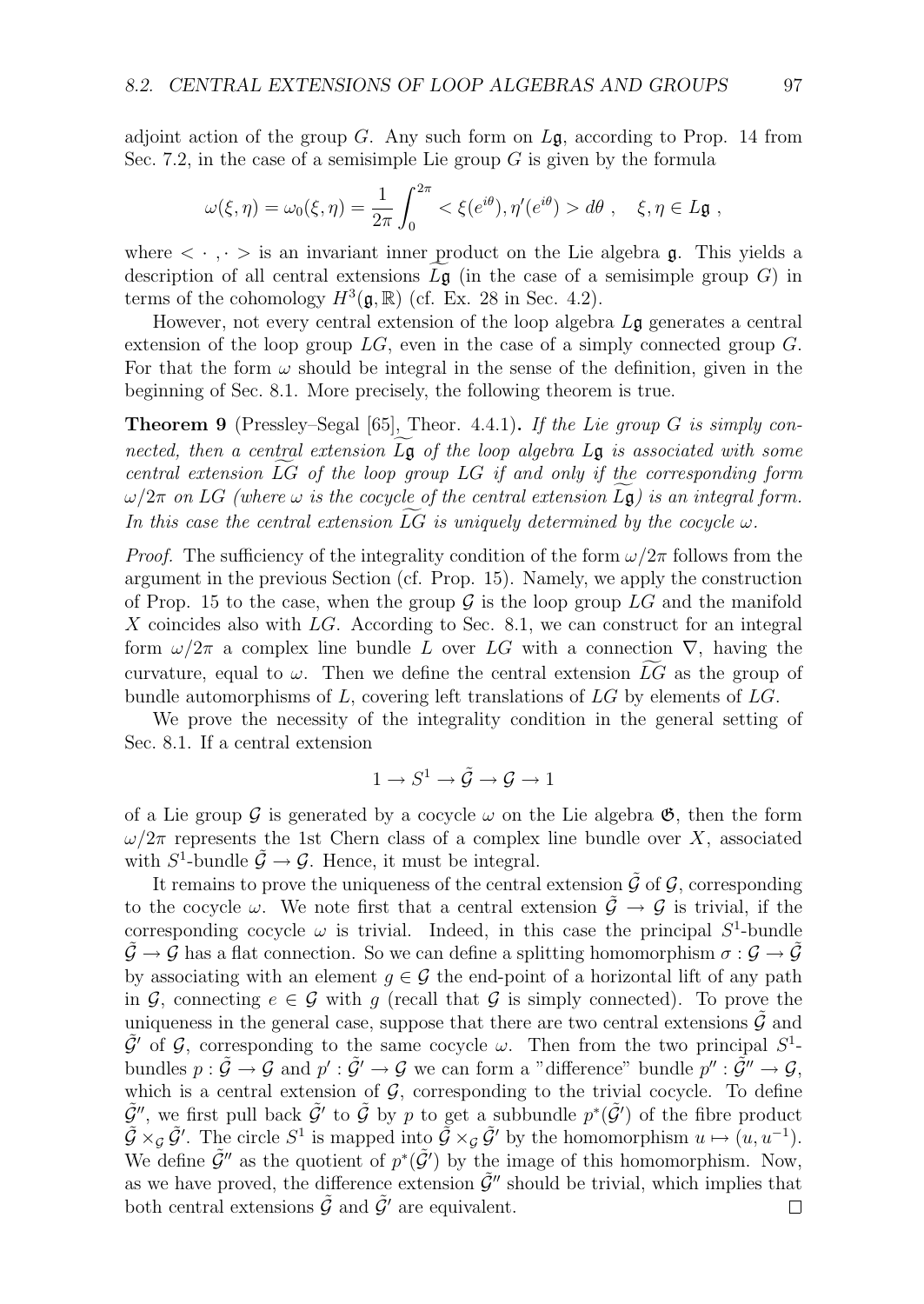adjoint action of the group $G$. Any such form on $L\mathfrak{g}$, according to Prop. 14 from Sec. 7.2, in the case of a semisimple Lie group $G$ is given by the formula

$$\omega(\xi,\eta) = \omega_0(\xi,\eta) = \frac{1}{2\pi}\int_0^{2\pi} < \xi(e^{i\theta}), \eta'(e^{i\theta}) > d\theta \ , \quad \xi,\eta \in L\mathfrak{g} \ ,$$

where $< \cdot \,, \cdot >$ is an invariant inner product on the Lie algebra $\mathfrak{g}$. This yields a description of all central extensions $\widetilde{L\mathfrak{g}}$ (in the case of a semisimple group $G$) in terms of the cohomology $H^3(\mathfrak{g},\mathbb{R})$ (cf. Ex. 28 in Sec. 4.2).

However, not every central extension of the loop algebra $L\mathfrak{g}$ generates a central extension of the loop group $LG$, even in the case of a simply connected group $G$. For that the form $\omega$ should be integral in the sense of the definition, given in the beginning of Sec. 8.1. More precisely, the following theorem is true.

**Theorem 9** (Pressley–Segal [65], Theor. 4.4.1)**.** *If the Lie group $G$ is simply connected, then a central extension $\widetilde{L\mathfrak{g}}$ of the loop algebra $L\mathfrak{g}$ is associated with some central extension $\widetilde{LG}$ of the loop group $LG$ if and only if the corresponding form $\omega/2\pi$ on $LG$ (where $\omega$ is the cocycle of the central extension $\widetilde{L\mathfrak{g}}$) is an integral form. In this case the central extension $\widetilde{LG}$ is uniquely determined by the cocycle $\omega$.*

*Proof.* The sufficiency of the integrality condition of the form $\omega/2\pi$ follows from the argument in the previous Section (cf. Prop. 15). Namely, we apply the construction of Prop. 15 to the case, when the group $\mathcal{G}$ is the loop group $LG$ and the manifold $X$ coincides also with $LG$. According to Sec. 8.1, we can construct for an integral form $\omega/2\pi$ a complex line bundle $L$ over $LG$ with a connection $\nabla$, having the curvature, equal to $\omega$. Then we define the central extension $\widetilde{LG}$ as the group of bundle automorphisms of $L$, covering left translations of $LG$ by elements of $LG$.

We prove the necessity of the integrality condition in the general setting of Sec. 8.1. If a central extension

$$1 \to S^1 \to \tilde{\mathcal{G}} \to \mathcal{G} \to 1$$

of a Lie group $\mathcal{G}$ is generated by a cocycle $\omega$ on the Lie algebra $\mathfrak{G}$, then the form $\omega/2\pi$ represents the 1st Chern class of a complex line bundle over $X$, associated with $S^1$-bundle $\tilde{\mathcal{G}} \to \mathcal{G}$. Hence, it must be integral.

It remains to prove the uniqueness of the central extension $\tilde{\mathcal{G}}$ of $\mathcal{G}$, corresponding to the cocycle $\omega$. We note first that a central extension $\tilde{\mathcal{G}} \to \mathcal{G}$ is trivial, if the corresponding cocycle $\omega$ is trivial. Indeed, in this case the principal $S^1$-bundle $\tilde{\mathcal{G}} \to \mathcal{G}$ has a flat connection. So we can define a splitting homomorphism $\sigma : \mathcal{G} \to \tilde{\mathcal{G}}$ by associating with an element $g \in \mathcal{G}$ the end-point of a horizontal lift of any path in $\mathcal{G}$, connecting $e \in \mathcal{G}$ with $g$ (recall that $\mathcal{G}$ is simply connected). To prove the uniqueness in the general case, suppose that there are two central extensions $\tilde{\mathcal{G}}$ and $\tilde{\mathcal{G}}'$ of $\mathcal{G}$, corresponding to the same cocycle $\omega$. Then from the two principal $S^1$-bundles $p : \tilde{\mathcal{G}} \to \mathcal{G}$ and $p' : \tilde{\mathcal{G}}' \to \mathcal{G}$ we can form a "difference" bundle $p'' : \tilde{\mathcal{G}}'' \to \mathcal{G}$, which is a central extension of $\mathcal{G}$, corresponding to the trivial cocycle. To define $\tilde{\mathcal{G}}''$, we first pull back $\tilde{\mathcal{G}}'$ to $\tilde{\mathcal{G}}$ by $p$ to get a subbundle $p^*(\tilde{\mathcal{G}}')$ of the fibre product $\tilde{\mathcal{G}} \times_{\mathcal{G}} \tilde{\mathcal{G}}'$. The circle $S^1$ is mapped into $\tilde{\mathcal{G}} \times_{\mathcal{G}} \tilde{\mathcal{G}}'$ by the homomorphism $u \mapsto (u, u^{-1})$. We define $\tilde{\mathcal{G}}''$ as the quotient of $p^*(\tilde{\mathcal{G}}')$ by the image of this homomorphism. Now, as we have proved, the difference extension $\tilde{\mathcal{G}}''$ should be trivial, which implies that both central extensions $\tilde{\mathcal{G}}$ and $\tilde{\mathcal{G}}'$ are equivalent. □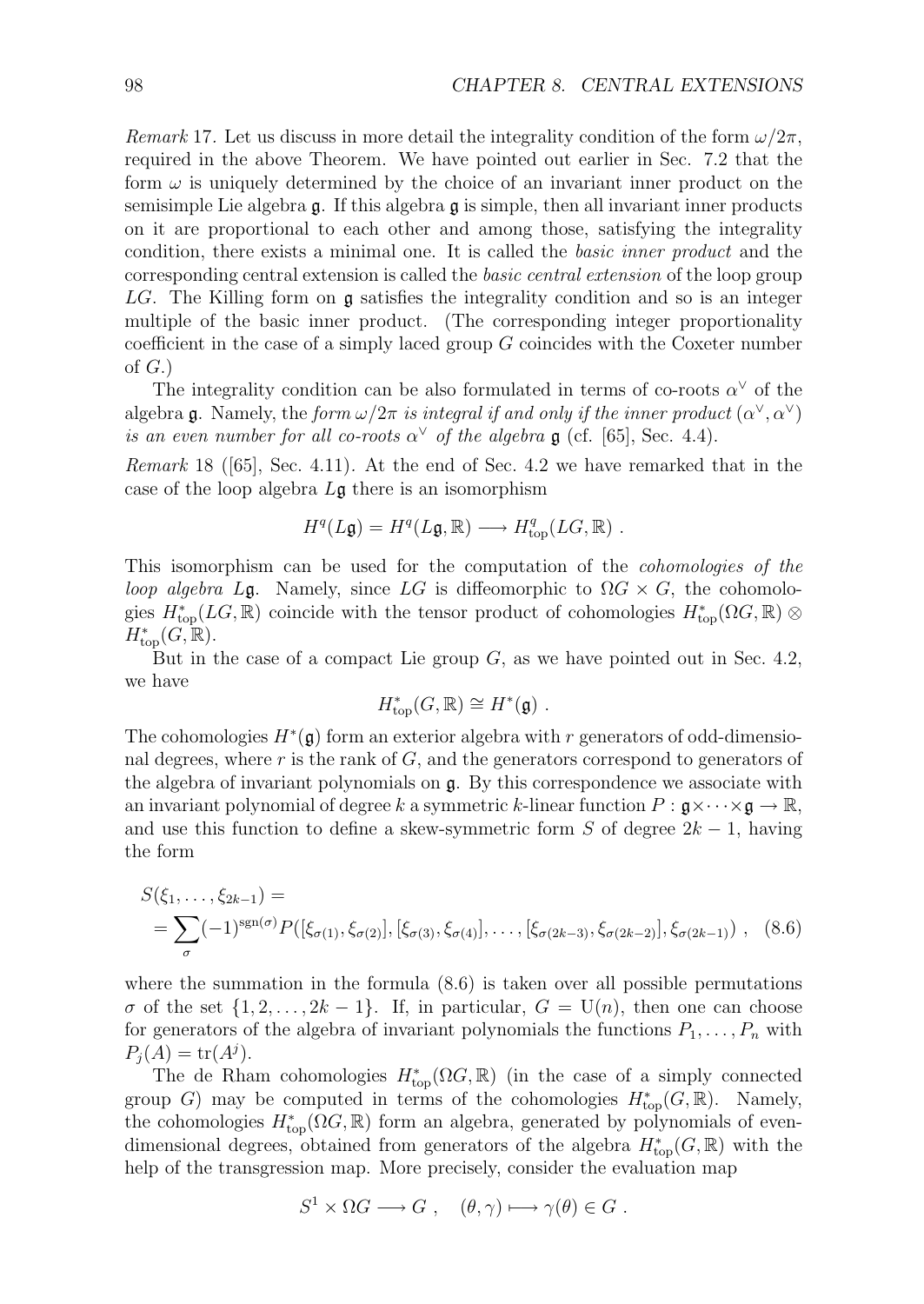*Remark* 17. Let us discuss in more detail the integrality condition of the form $\omega/2\pi$, required in the above Theorem. We have pointed out earlier in Sec. 7.2 that the form $\omega$ is uniquely determined by the choice of an invariant inner product on the semisimple Lie algebra $\mathfrak{g}$. If this algebra $\mathfrak{g}$ is simple, then all invariant inner products on it are proportional to each other and among those, satisfying the integrality condition, there exists a minimal one. It is called the *basic inner product* and the corresponding central extension is called the *basic central extension* of the loop group $LG$. The Killing form on $\mathfrak{g}$ satisfies the integrality condition and so is an integer multiple of the basic inner product. (The corresponding integer proportionality coefficient in the case of a simply laced group $G$ coincides with the Coxeter number of $G$.)

The integrality condition can be also formulated in terms of co-roots $\alpha^\vee$ of the algebra $\mathfrak{g}$. Namely, the *form $\omega/2\pi$ is integral if and only if the inner product $(\alpha^\vee, \alpha^\vee)$ is an even number for all co-roots $\alpha^\vee$ of the algebra $\mathfrak{g}$* (cf. [65], Sec. 4.4).

*Remark* 18 ([65], Sec. 4.11). At the end of Sec. 4.2 we have remarked that in the case of the loop algebra $L\mathfrak{g}$ there is an isomorphism

$$H^q(L\mathfrak{g}) = H^q(L\mathfrak{g}, \mathbb{R}) \longrightarrow H^q_{\mathrm{top}}(LG, \mathbb{R}) \ .$$

This isomorphism can be used for the computation of the *cohomologies of the loop algebra* $L\mathfrak{g}$. Namely, since $LG$ is diffeomorphic to $\Omega G \times G$, the cohomologies $H^*_{\mathrm{top}}(LG, \mathbb{R})$ coincide with the tensor product of cohomologies $H^*_{\mathrm{top}}(\Omega G, \mathbb{R}) \otimes H^*_{\mathrm{top}}(G, \mathbb{R})$.

But in the case of a compact Lie group $G$, as we have pointed out in Sec. 4.2, we have

$$H^*_{\mathrm{top}}(G, \mathbb{R}) \cong H^*(\mathfrak{g}) \ .$$

The cohomologies $H^*(\mathfrak{g})$ form an exterior algebra with $r$ generators of odd-dimensional degrees, where $r$ is the rank of $G$, and the generators correspond to generators of the algebra of invariant polynomials on $\mathfrak{g}$. By this correspondence we associate with an invariant polynomial of degree $k$ a symmetric $k$-linear function $P : \mathfrak{g} \times \cdots \times \mathfrak{g} \to \mathbb{R}$, and use this function to define a skew-symmetric form $S$ of degree $2k-1$, having the form

$$\begin{aligned} &S(\xi_1, \ldots, \xi_{2k-1}) = \\ &= \sum_\sigma (-1)^{\mathrm{sgn}(\sigma)} P([\xi_{\sigma(1)}, \xi_{\sigma(2)}], [\xi_{\sigma(3)}, \xi_{\sigma(4)}], \ldots, [\xi_{\sigma(2k-3)}, \xi_{\sigma(2k-2)}], \xi_{\sigma(2k-1)}) \ , \quad (8.6) \end{aligned}$$

where the summation in the formula (8.6) is taken over all possible permutations $\sigma$ of the set $\{1, 2, \ldots, 2k-1\}$. If, in particular, $G = \mathrm{U}(n)$, then one can choose for generators of the algebra of invariant polynomials the functions $P_1, \ldots, P_n$ with $P_j(A) = \mathrm{tr}(A^j)$.

The de Rham cohomologies $H^*_{\mathrm{top}}(\Omega G, \mathbb{R})$ (in the case of a simply connected group $G$) may be computed in terms of the cohomologies $H^*_{\mathrm{top}}(G, \mathbb{R})$. Namely, the cohomologies $H^*_{\mathrm{top}}(\Omega G, \mathbb{R})$ form an algebra, generated by polynomials of even-dimensional degrees, obtained from generators of the algebra $H^*_{\mathrm{top}}(G, \mathbb{R})$ with the help of the transgression map. More precisely, consider the evaluation map

$$S^1 \times \Omega G \longrightarrow G \ , \quad (\theta, \gamma) \longmapsto \gamma(\theta) \in G \ .$$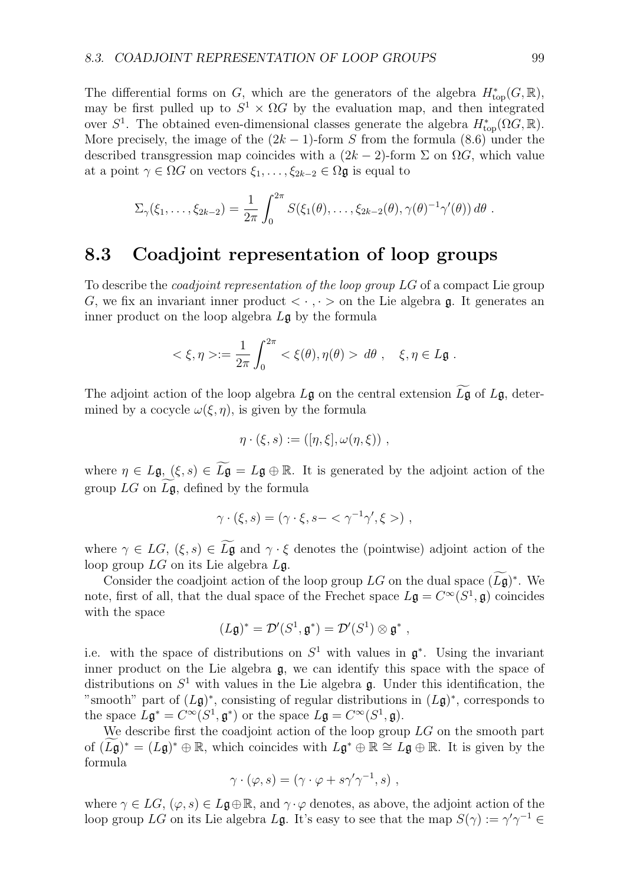The differential forms on $G$, which are the generators of the algebra $H^*_{\rm top}(G,\mathbb{R})$, may be first pulled up to $S^1 \times \Omega G$ by the evaluation map, and then integrated over $S^1$. The obtained even-dimensional classes generate the algebra $H^*_{\rm top}(\Omega G,\mathbb{R})$. More precisely, the image of the $(2k-1)$-form $S$ from the formula (8.6) under the described transgression map coincides with a $(2k-2)$-form $\Sigma$ on $\Omega G$, which value at a point $\gamma \in \Omega G$ on vectors $\xi_1,\dots,\xi_{2k-2} \in \Omega\mathfrak{g}$ is equal to

$$\Sigma_\gamma(\xi_1,\dots,\xi_{2k-2}) = \frac{1}{2\pi}\int_0^{2\pi} S(\xi_1(\theta),\dots,\xi_{2k-2}(\theta),\gamma(\theta)^{-1}\gamma'(\theta))\,d\theta\ .$$

## 8.3 Coadjoint representation of loop groups

To describe the *coadjoint representation of the loop group $LG$* of a compact Lie group $G$, we fix an invariant inner product $<\cdot,\cdot>$ on the Lie algebra $\mathfrak{g}$. It generates an inner product on the loop algebra $L\mathfrak{g}$ by the formula

$$<\xi,\eta>:= \frac{1}{2\pi}\int_0^{2\pi} <\xi(\theta),\eta(\theta)>\ d\theta\ ,\quad \xi,\eta \in L\mathfrak{g}\ .$$

The adjoint action of the loop algebra $L\mathfrak{g}$ on the central extension $\widetilde{L\mathfrak{g}}$ of $L\mathfrak{g}$, determined by a cocycle $\omega(\xi,\eta)$, is given by the formula

$$\eta\cdot(\xi,s) := ([\eta,\xi],\omega(\eta,\xi))\ ,$$

where $\eta \in L\mathfrak{g}$, $(\xi,s) \in \widetilde{L\mathfrak{g}} = L\mathfrak{g}\oplus\mathbb{R}$. It is generated by the adjoint action of the group $LG$ on $\widetilde{L\mathfrak{g}}$, defined by the formula

$$\gamma\cdot(\xi,s) = (\gamma\cdot\xi, s - <\gamma^{-1}\gamma',\xi>)\ ,$$

where $\gamma \in LG$, $(\xi,s) \in \widetilde{L\mathfrak{g}}$ and $\gamma\cdot\xi$ denotes the (pointwise) adjoint action of the loop group $LG$ on its Lie algebra $L\mathfrak{g}$.

Consider the coadjoint action of the loop group $LG$ on the dual space $(\widetilde{L\mathfrak{g}})^*$. We note, first of all, that the dual space of the Frechet space $L\mathfrak{g} = C^\infty(S^1,\mathfrak{g})$ coincides with the space

$$(L\mathfrak{g})^* = \mathcal{D}'(S^1,\mathfrak{g}^*) = \mathcal{D}'(S^1)\otimes\mathfrak{g}^*\ ,$$

i.e. with the space of distributions on $S^1$ with values in $\mathfrak{g}^*$. Using the invariant inner product on the Lie algebra $\mathfrak{g}$, we can identify this space with the space of distributions on $S^1$ with values in the Lie algebra $\mathfrak{g}$. Under this identification, the "smooth" part of $(L\mathfrak{g})^*$, consisting of regular distributions in $(L\mathfrak{g})^*$, corresponds to the space $L\mathfrak{g}^* = C^\infty(S^1,\mathfrak{g}^*)$ or the space $L\mathfrak{g} = C^\infty(S^1,\mathfrak{g})$.

We describe first the coadjoint action of the loop group $LG$ on the smooth part of $(\widetilde{L\mathfrak{g}})^* = (L\mathfrak{g})^*\oplus\mathbb{R}$, which coincides with $L\mathfrak{g}^*\oplus\mathbb{R} \cong L\mathfrak{g}\oplus\mathbb{R}$. It is given by the formula

$$\gamma\cdot(\varphi,s) = (\gamma\cdot\varphi + s\gamma'\gamma^{-1}, s)\ ,$$

where $\gamma \in LG$, $(\varphi,s) \in L\mathfrak{g}\oplus\mathbb{R}$, and $\gamma\cdot\varphi$ denotes, as above, the adjoint action of the loop group $LG$ on its Lie algebra $L\mathfrak{g}$. It's easy to see that the map $S(\gamma) := \gamma'\gamma^{-1} \in$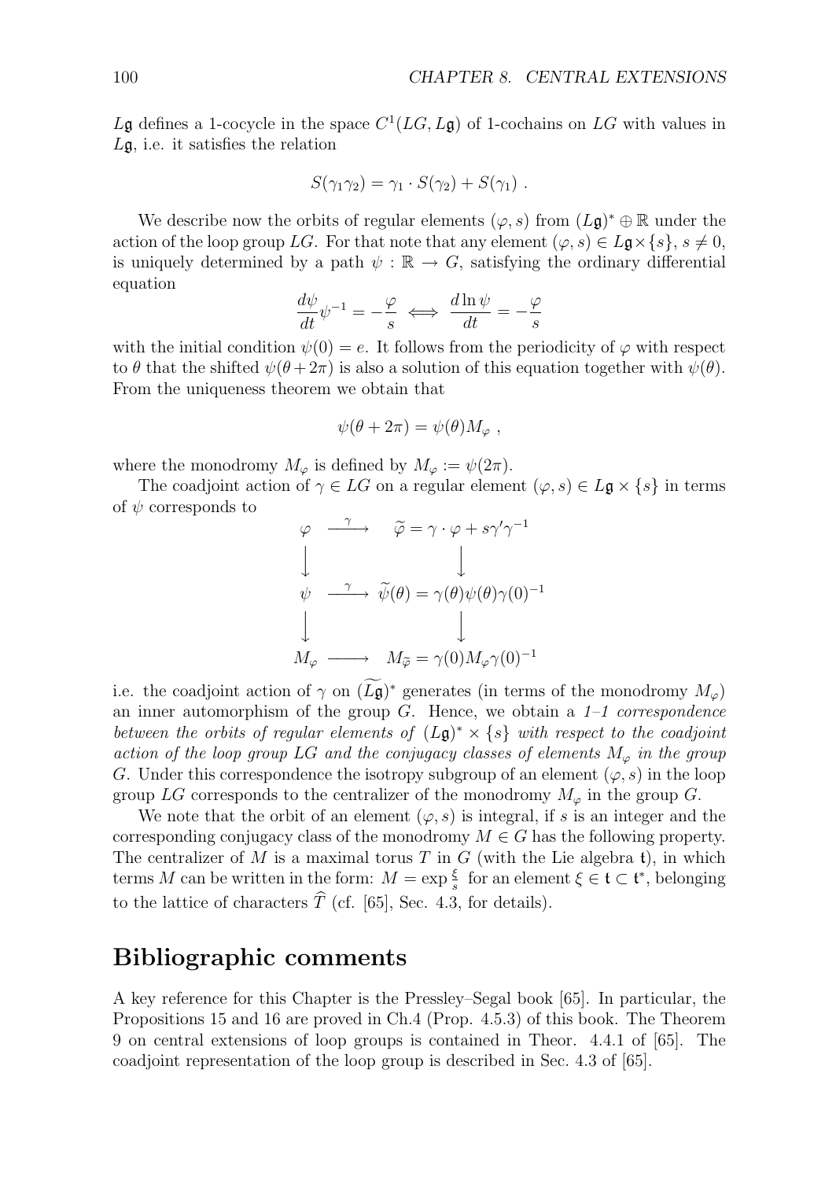$L\mathfrak{g}$ defines a 1-cocycle in the space $C^1(LG, L\mathfrak{g})$ of 1-cochains on $LG$ with values in $L\mathfrak{g}$, i.e. it satisfies the relation

$$S(\gamma_1\gamma_2) = \gamma_1 \cdot S(\gamma_2) + S(\gamma_1) \ .$$

We describe now the orbits of regular elements $(\varphi, s)$ from $(L\mathfrak{g})^* \oplus \mathbb{R}$ under the action of the loop group $LG$. For that note that any element $(\varphi, s) \in L\mathfrak{g}\times\{s\}$, $s \neq 0$, is uniquely determined by a path $\psi : \mathbb{R} \to G$, satisfying the ordinary differential equation

$$\frac{d\psi}{dt}\psi^{-1} = -\frac{\varphi}{s} \iff \frac{d\ln\psi}{dt} = -\frac{\varphi}{s}$$

with the initial condition $\psi(0) = e$. It follows from the periodicity of $\varphi$ with respect to $\theta$ that the shifted $\psi(\theta+2\pi)$ is also a solution of this equation together with $\psi(\theta)$. From the uniqueness theorem we obtain that

$$\psi(\theta + 2\pi) = \psi(\theta)M_\varphi \ ,$$

where the monodromy $M_\varphi$ is defined by $M_\varphi := \psi(2\pi)$.

The coadjoint action of $\gamma \in LG$ on a regular element $(\varphi, s) \in L\mathfrak{g} \times \{s\}$ in terms of $\psi$ corresponds to

$$\begin{array}{ccc}
\varphi & \xrightarrow{\ \gamma\ } & \widetilde{\varphi} = \gamma\cdot\varphi + s\gamma'\gamma^{-1} \\
\big\downarrow & & \big\downarrow \\
\psi & \xrightarrow{\ \gamma\ } & \widetilde{\psi}(\theta) = \gamma(\theta)\psi(\theta)\gamma(0)^{-1} \\
\big\downarrow & & \big\downarrow \\
M_\varphi & \longrightarrow & M_{\widetilde{\varphi}} = \gamma(0)M_\varphi\gamma(0)^{-1}
\end{array}$$

i.e. the coadjoint action of $\gamma$ on $(\widetilde{L\mathfrak{g}})^*$ generates (in terms of the monodromy $M_\varphi$) an inner automorphism of the group $G$. Hence, we obtain a *1–1 correspondence between the orbits of regular elements of $(L\mathfrak{g})^* \times \{s\}$ with respect to the coadjoint action of the loop group $LG$ and the conjugacy classes of elements $M_\varphi$ in the group $G$*. Under this correspondence the isotropy subgroup of an element $(\varphi, s)$ in the loop group $LG$ corresponds to the centralizer of the monodromy $M_\varphi$ in the group $G$.

We note that the orbit of an element $(\varphi, s)$ is integral, if $s$ is an integer and the corresponding conjugacy class of the monodromy $M \in G$ has the following property. The centralizer of $M$ is a maximal torus $T$ in $G$ (with the Lie algebra $\mathfrak{t}$), in which terms $M$ can be written in the form: $M = \exp\frac{\xi}{s}$ for an element $\xi \in \mathfrak{t} \subset \mathfrak{t}^*$, belonging to the lattice of characters $\widehat{T}$ (cf. [65], Sec. 4.3, for details).

## Bibliographic comments

A key reference for this Chapter is the Pressley–Segal book [65]. In particular, the Propositions 15 and 16 are proved in Ch.4 (Prop. 4.5.3) of this book. The Theorem 9 on central extensions of loop groups is contained in Theor. 4.4.1 of [65]. The coadjoint representation of the loop group is described in Sec. 4.3 of [65].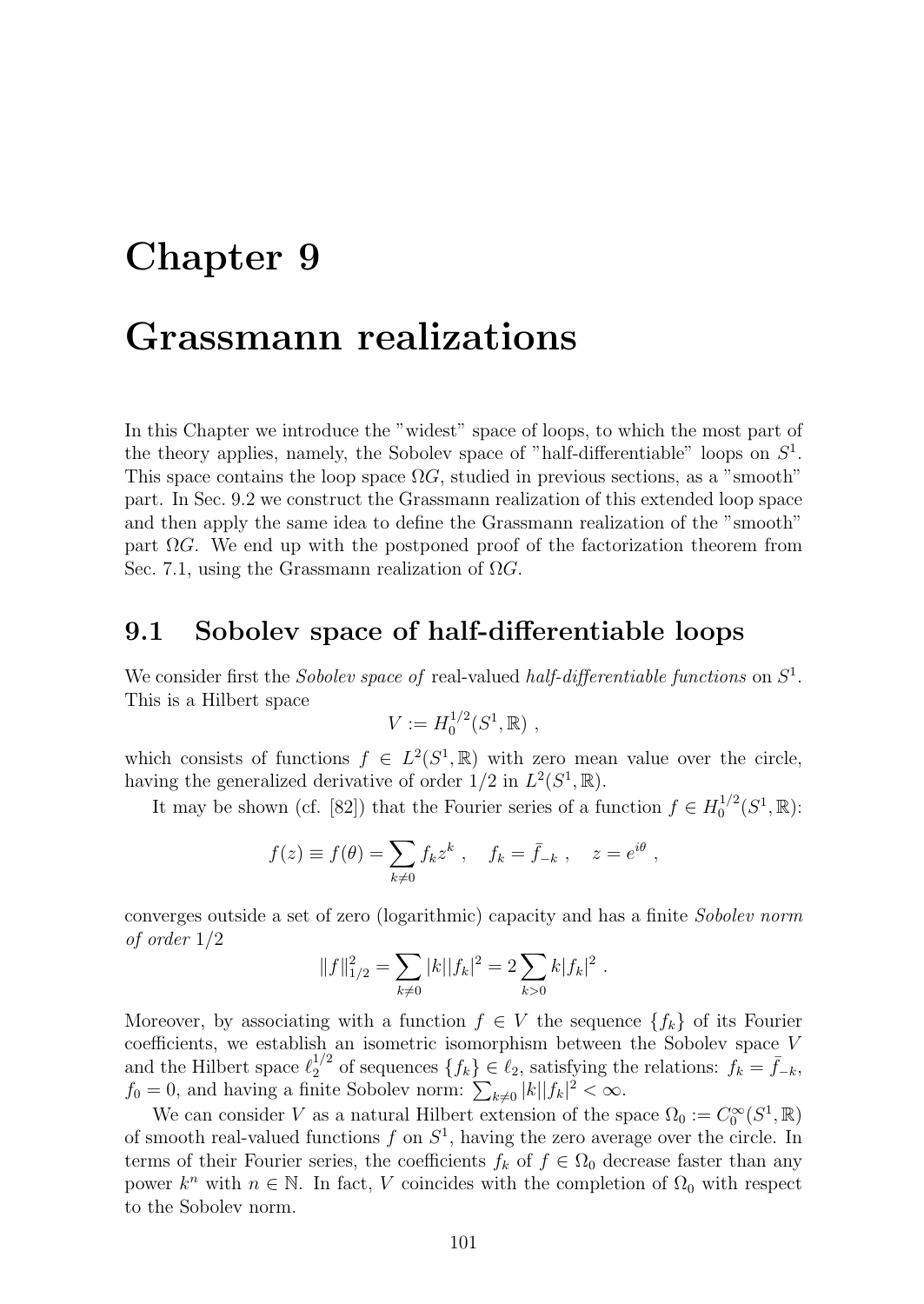# Chapter 9

# Grassmann realizations

In this Chapter we introduce the "widest" space of loops, to which the most part of the theory applies, namely, the Sobolev space of "half-differentiable" loops on $S^1$. This space contains the loop space $\Omega G$, studied in previous sections, as a "smooth" part. In Sec. 9.2 we construct the Grassmann realization of this extended loop space and then apply the same idea to define the Grassmann realization of the "smooth" part $\Omega G$. We end up with the postponed proof of the factorization theorem from Sec. 7.1, using the Grassmann realization of $\Omega G$.

## 9.1 Sobolev space of half-differentiable loops

We consider first the *Sobolev space of* real-valued *half-differentiable functions* on $S^1$. This is a Hilbert space

$$V := H_0^{1/2}(S^1, \mathbb{R}) ,$$

which consists of functions $f \in L^2(S^1, \mathbb{R})$ with zero mean value over the circle, having the generalized derivative of order $1/2$ in $L^2(S^1, \mathbb{R})$.

It may be shown (cf. [82]) that the Fourier series of a function $f \in H_0^{1/2}(S^1, \mathbb{R})$:

$$f(z) \equiv f(\theta) = \sum_{k \neq 0} f_k z^k , \quad f_k = \bar{f}_{-k} , \quad z = e^{i\theta} ,$$

converges outside a set of zero (logarithmic) capacity and has a finite *Sobolev norm of order* $1/2$

$$\|f\|_{1/2}^2 = \sum_{k \neq 0} |k||f_k|^2 = 2 \sum_{k>0} k|f_k|^2 .$$

Moreover, by associating with a function $f \in V$ the sequence $\{f_k\}$ of its Fourier coefficients, we establish an isometric isomorphism between the Sobolev space $V$ and the Hilbert space $\ell_2^{1/2}$ of sequences $\{f_k\} \in \ell_2$, satisfying the relations: $f_k = \bar{f}_{-k}$, $f_0 = 0$, and having a finite Sobolev norm: $\sum_{k \neq 0} |k||f_k|^2 < \infty$.

We can consider $V$ as a natural Hilbert extension of the space $\Omega_0 := C_0^\infty(S^1, \mathbb{R})$ of smooth real-valued functions $f$ on $S^1$, having the zero average over the circle. In terms of their Fourier series, the coefficients $f_k$ of $f \in \Omega_0$ decrease faster than any power $k^n$ with $n \in \mathbb{N}$. In fact, $V$ coincides with the completion of $\Omega_0$ with respect to the Sobolev norm.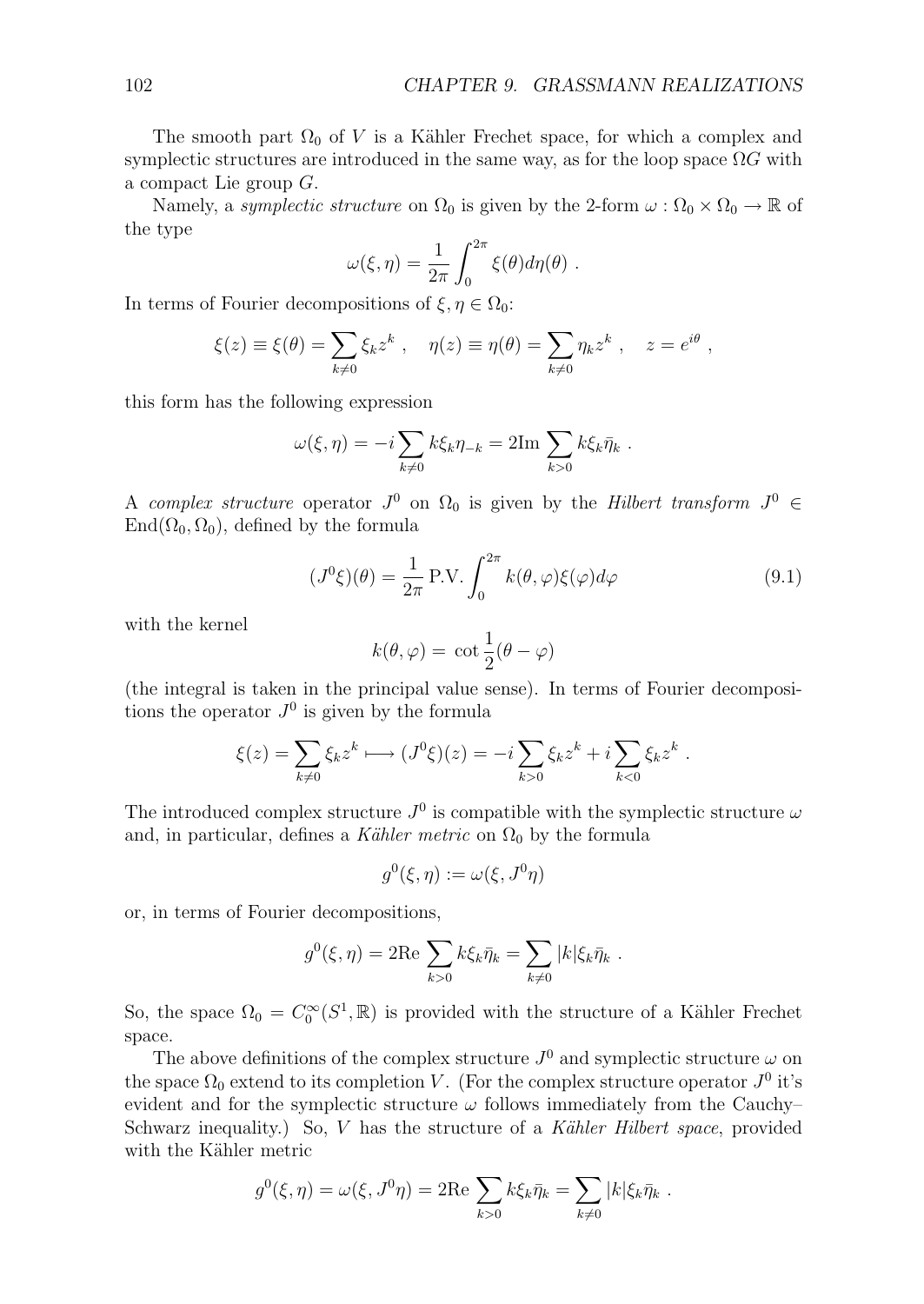The smooth part $\Omega_0$ of $V$ is a Kähler Frechet space, for which a complex and symplectic structures are introduced in the same way, as for the loop space $\Omega G$ with a compact Lie group $G$.

Namely, a *symplectic structure* on $\Omega_0$ is given by the 2-form $\omega : \Omega_0 \times \Omega_0 \to \mathbb{R}$ of the type

$$\omega(\xi, \eta) = \frac{1}{2\pi} \int_0^{2\pi} \xi(\theta) d\eta(\theta) \; .$$

In terms of Fourier decompositions of $\xi, \eta \in \Omega_0$:

$$\xi(z) \equiv \xi(\theta) = \sum_{k \neq 0} \xi_k z^k \; , \quad \eta(z) \equiv \eta(\theta) = \sum_{k \neq 0} \eta_k z^k \; , \quad z = e^{i\theta} \; ,$$

this form has the following expression

$$\omega(\xi, \eta) = -i \sum_{k \neq 0} k \xi_k \eta_{-k} = 2\mathrm{Im} \sum_{k>0} k \xi_k \bar{\eta}_k \; .$$

A *complex structure* operator $J^0$ on $\Omega_0$ is given by the *Hilbert transform* $J^0 \in \mathrm{End}(\Omega_0, \Omega_0)$, defined by the formula

$$(J^0 \xi)(\theta) = \frac{1}{2\pi} \, \mathrm{P.V.} \int_0^{2\pi} k(\theta, \varphi) \xi(\varphi) d\varphi \tag{9.1}$$

with the kernel

$$k(\theta, \varphi) = \cot \frac{1}{2}(\theta - \varphi)$$

(the integral is taken in the principal value sense). In terms of Fourier decompositions the operator $J^0$ is given by the formula

$$\xi(z) = \sum_{k \neq 0} \xi_k z^k \longmapsto (J^0 \xi)(z) = -i \sum_{k>0} \xi_k z^k + i \sum_{k<0} \xi_k z^k \; .$$

The introduced complex structure $J^0$ is compatible with the symplectic structure $\omega$ and, in particular, defines a *Kähler metric* on $\Omega_0$ by the formula

$$g^0(\xi, \eta) := \omega(\xi, J^0 \eta)$$

or, in terms of Fourier decompositions,

$$g^0(\xi, \eta) = 2\mathrm{Re} \sum_{k>0} k \xi_k \bar{\eta}_k = \sum_{k \neq 0} |k| \xi_k \bar{\eta}_k \; .$$

So, the space $\Omega_0 = C_0^\infty(S^1, \mathbb{R})$ is provided with the structure of a Kähler Frechet space.

The above definitions of the complex structure $J^0$ and symplectic structure $\omega$ on the space $\Omega_0$ extend to its completion $V$. (For the complex structure operator $J^0$ it's evident and for the symplectic structure $\omega$ follows immediately from the Cauchy–Schwarz inequality.) So, $V$ has the structure of a *Kähler Hilbert space*, provided with the Kähler metric

$$g^0(\xi, \eta) = \omega(\xi, J^0 \eta) = 2\mathrm{Re} \sum_{k>0} k \xi_k \bar{\eta}_k = \sum_{k \neq 0} |k| \xi_k \bar{\eta}_k \; .$$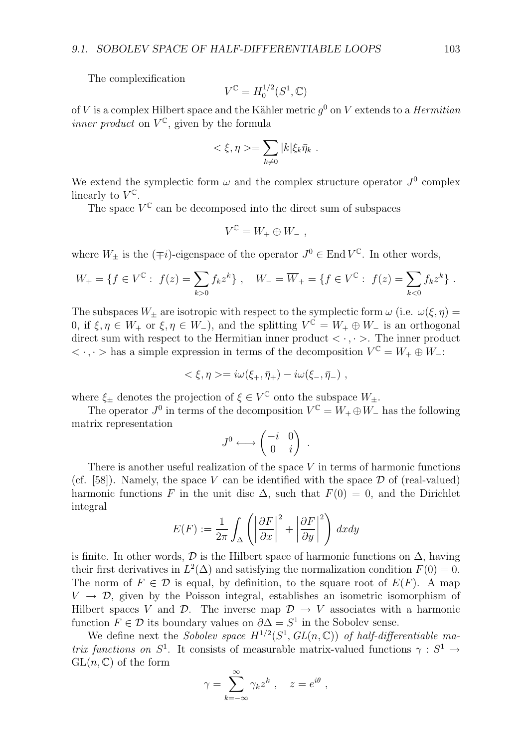The complexification

$$V^{\mathbb{C}} = H_0^{1/2}(S^1, \mathbb{C})$$

of $V$ is a complex Hilbert space and the Kähler metric $g^0$ on $V$ extends to a *Hermitian inner product* on $V^{\mathbb{C}}$, given by the formula

$$< \xi, \eta >= \sum_{k \neq 0} |k| \xi_k \bar{\eta}_k \ .$$

We extend the symplectic form $\omega$ and the complex structure operator $J^0$ complex linearly to $V^{\mathbb{C}}$.

The space $V^{\mathbb{C}}$ can be decomposed into the direct sum of subspaces

$$V^{\mathbb{C}} = W_+ \oplus W_- \ ,$$

where $W_\pm$ is the $(\mp i)$-eigenspace of the operator $J^0 \in \operatorname{End} V^{\mathbb{C}}$. In other words,

$$W_+ = \{f \in V^{\mathbb{C}} : \ f(z) = \sum_{k>0} f_k z^k\} \ , \quad W_- = \overline{W}_+ = \{f \in V^{\mathbb{C}} : \ f(z) = \sum_{k<0} f_k z^k\} \ .$$

The subspaces $W_\pm$ are isotropic with respect to the symplectic form $\omega$ (i.e. $\omega(\xi, \eta) = 0$, if $\xi, \eta \in W_+$ or $\xi, \eta \in W_-$), and the splitting $V^{\mathbb{C}} = W_+ \oplus W_-$ is an orthogonal direct sum with respect to the Hermitian inner product $< \cdot, \cdot >$. The inner product $< \cdot, \cdot >$ has a simple expression in terms of the decomposition $V^{\mathbb{C}} = W_+ \oplus W_-$:

$$< \xi, \eta >= i\omega(\xi_+, \bar{\eta}_+) - i\omega(\xi_-, \bar{\eta}_-) \ ,$$

where $\xi_\pm$ denotes the projection of $\xi \in V^{\mathbb{C}}$ onto the subspace $W_\pm$.

The operator $J^0$ in terms of the decomposition $V^{\mathbb{C}} = W_+ \oplus W_-$ has the following matrix representation

$$J^0 \longleftrightarrow \begin{pmatrix} -i & 0 \\ 0 & i \end{pmatrix} \ .$$

There is another useful realization of the space $V$ in terms of harmonic functions (cf. [58]). Namely, the space $V$ can be identified with the space $\mathcal{D}$ of (real-valued) harmonic functions $F$ in the unit disc $\Delta$, such that $F(0) = 0$, and the Dirichlet integral

$$E(F) := \frac{1}{2\pi} \int_\Delta \left( \left| \frac{\partial F}{\partial x} \right|^2 + \left| \frac{\partial F}{\partial y} \right|^2 \right) dxdy$$

is finite. In other words, $\mathcal{D}$ is the Hilbert space of harmonic functions on $\Delta$, having their first derivatives in $L^2(\Delta)$ and satisfying the normalization condition $F(0) = 0$. The norm of $F \in \mathcal{D}$ is equal, by definition, to the square root of $E(F)$. A map $V \to \mathcal{D}$, given by the Poisson integral, establishes an isometric isomorphism of Hilbert spaces $V$ and $\mathcal{D}$. The inverse map $\mathcal{D} \to V$ associates with a harmonic function $F \in \mathcal{D}$ its boundary values on $\partial\Delta = S^1$ in the Sobolev sense.

We define next the *Sobolev space* $H^{1/2}(S^1, GL(n, \mathbb{C}))$ *of half-differentiable matrix functions on* $S^1$. It consists of measurable matrix-valued functions $\gamma : S^1 \to \mathrm{GL}(n, \mathbb{C})$ of the form

$$\gamma = \sum_{k=-\infty}^{\infty} \gamma_k z^k \ , \quad z = e^{i\theta} \ ,$$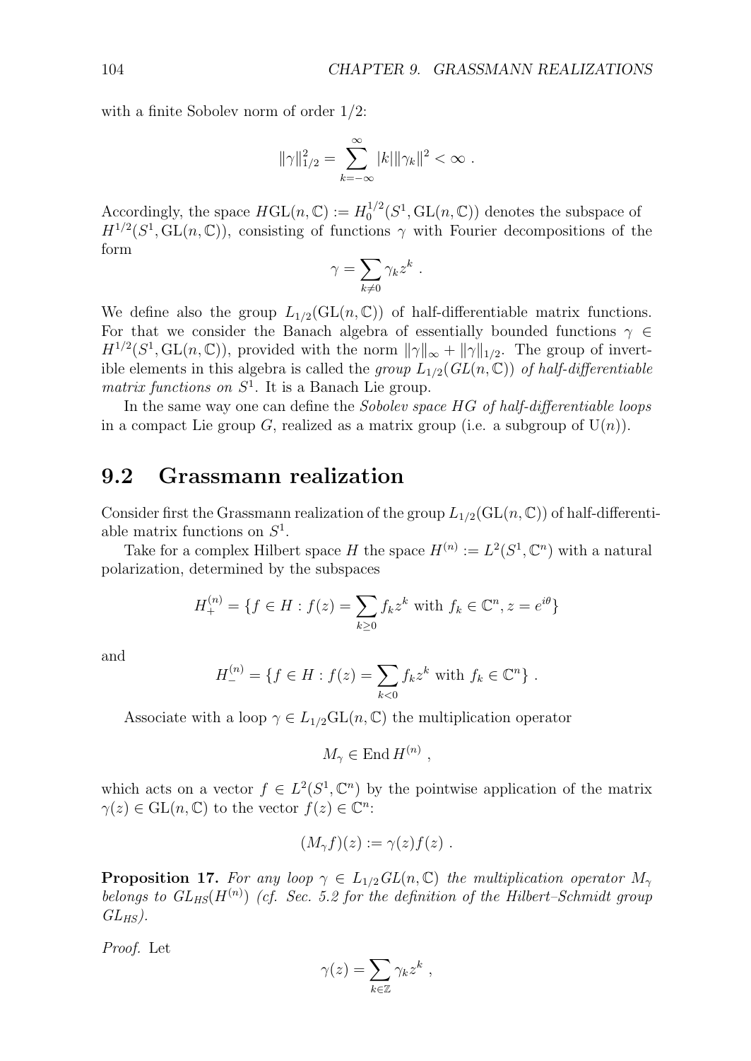with a finite Sobolev norm of order 1/2:

$$\|\gamma\|_{1/2}^2 = \sum_{k=-\infty}^{\infty} |k| \|\gamma_k\|^2 < \infty \ .$$

Accordingly, the space $H\mathrm{GL}(n,\mathbb{C}) := H_0^{1/2}(S^1, \mathrm{GL}(n,\mathbb{C}))$ denotes the subspace of $H^{1/2}(S^1, \mathrm{GL}(n,\mathbb{C}))$, consisting of functions $\gamma$ with Fourier decompositions of the form

$$\gamma = \sum_{k \neq 0} \gamma_k z^k \ .$$

We define also the group $L_{1/2}(\mathrm{GL}(n,\mathbb{C}))$ of half-differentiable matrix functions. For that we consider the Banach algebra of essentially bounded functions $\gamma \in H^{1/2}(S^1, \mathrm{GL}(n,\mathbb{C}))$, provided with the norm $\|\gamma\|_\infty + \|\gamma\|_{1/2}$. The group of invertible elements in this algebra is called the *group $L_{1/2}(GL(n,\mathbb{C}))$ of half-differentiable matrix functions on $S^1$*. It is a Banach Lie group.

In the same way one can define the *Sobolev space $HG$ of half-differentiable loops* in a compact Lie group $G$, realized as a matrix group (i.e. a subgroup of $\mathrm{U}(n)$).

## 9.2 Grassmann realization

Consider first the Grassmann realization of the group $L_{1/2}(\mathrm{GL}(n,\mathbb{C}))$ of half-differentiable matrix functions on $S^1$.

Take for a complex Hilbert space $H$ the space $H^{(n)} := L^2(S^1, \mathbb{C}^n)$ with a natural polarization, determined by the subspaces

$$H_+^{(n)} = \{f \in H : f(z) = \sum_{k \geq 0} f_k z^k \text{ with } f_k \in \mathbb{C}^n, z = e^{i\theta}\}$$

and

$$H_-^{(n)} = \{f \in H : f(z) = \sum_{k<0} f_k z^k \text{ with } f_k \in \mathbb{C}^n\} \ .$$

Associate with a loop $\gamma \in L_{1/2}\mathrm{GL}(n,\mathbb{C})$ the multiplication operator

$$M_\gamma \in \mathrm{End}\, H^{(n)} \ ,$$

which acts on a vector $f \in L^2(S^1, \mathbb{C}^n)$ by the pointwise application of the matrix $\gamma(z) \in \mathrm{GL}(n,\mathbb{C})$ to the vector $f(z) \in \mathbb{C}^n$:

$$(M_\gamma f)(z) := \gamma(z) f(z) \ .$$

**Proposition 17.** *For any loop $\gamma \in L_{1/2}GL(n,\mathbb{C})$ the multiplication operator $M_\gamma$ belongs to $GL_{HS}(H^{(n)})$ (cf. Sec. 5.2 for the definition of the Hilbert–Schmidt group $GL_{HS}$).*

*Proof.* Let

$$\gamma(z) = \sum_{k \in \mathbb{Z}} \gamma_k z^k \ ,$$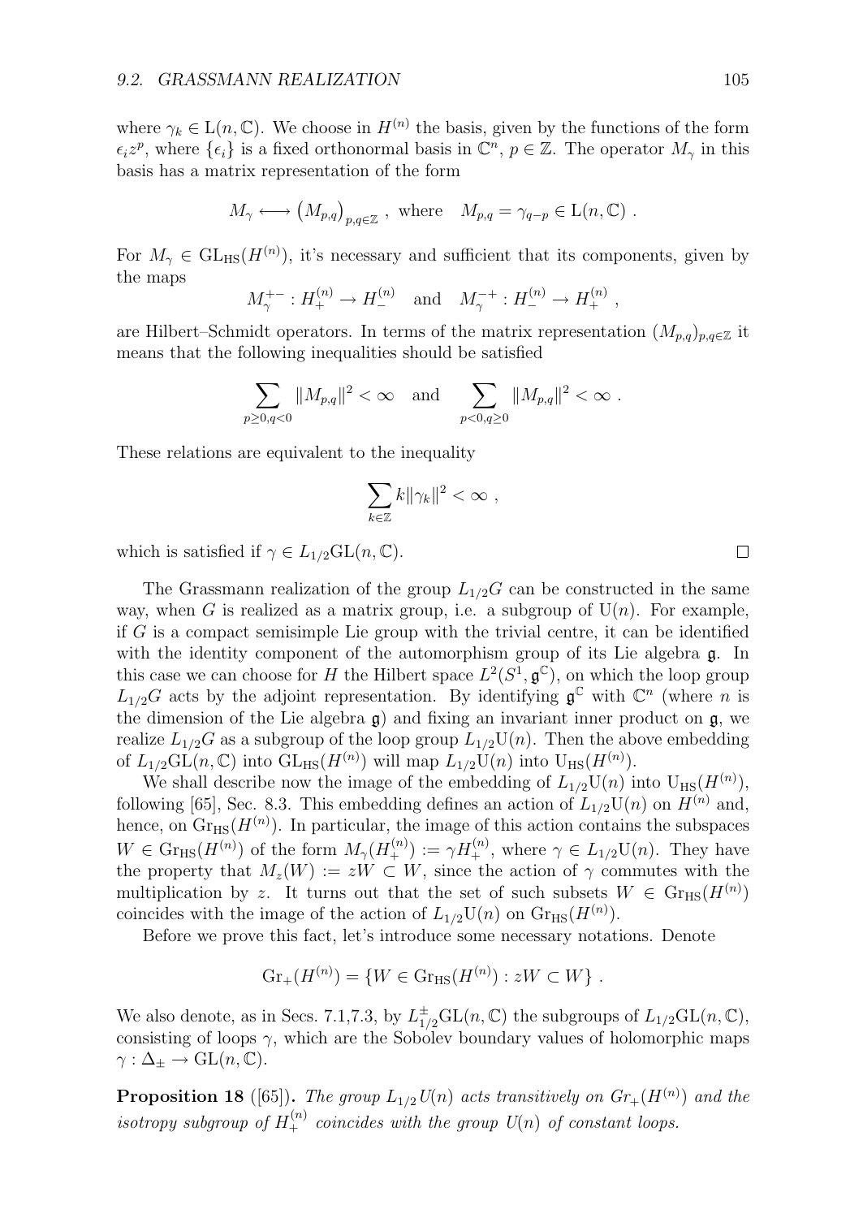where $\gamma_k \in \mathrm{L}(n,\mathbb{C})$. We choose in $H^{(n)}$ the basis, given by the functions of the form $\epsilon_i z^p$, where $\{\epsilon_i\}$ is a fixed orthonormal basis in $\mathbb{C}^n$, $p \in \mathbb{Z}$. The operator $M_\gamma$ in this basis has a matrix representation of the form

$$M_\gamma \longleftrightarrow \left(M_{p,q}\right)_{p,q\in\mathbb{Z}} \ , \ \text{where} \quad M_{p,q} = \gamma_{q-p} \in \mathrm{L}(n,\mathbb{C}) \ .$$

For $M_\gamma \in \mathrm{GL}_{\mathrm{HS}}(H^{(n)})$, it's necessary and sufficient that its components, given by the maps

$$M_\gamma^{+-} : H_+^{(n)} \to H_-^{(n)} \quad \text{and} \quad M_\gamma^{-+} : H_-^{(n)} \to H_+^{(n)} \ ,$$

are Hilbert–Schmidt operators. In terms of the matrix representation $(M_{p,q})_{p,q\in\mathbb{Z}}$ it means that the following inequalities should be satisfied

$$\sum_{p\geq 0, q<0} \|M_{p,q}\|^2 < \infty \quad \text{and} \quad \sum_{p<0, q\geq 0} \|M_{p,q}\|^2 < \infty \ .$$

These relations are equivalent to the inequality

$$\sum_{k\in\mathbb{Z}} k\|\gamma_k\|^2 < \infty \ ,$$

which is satisfied if $\gamma \in L_{1/2}\mathrm{GL}(n,\mathbb{C})$. $\square$

The Grassmann realization of the group $L_{1/2}G$ can be constructed in the same way, when $G$ is realized as a matrix group, i.e. a subgroup of $\mathrm{U}(n)$. For example, if $G$ is a compact semisimple Lie group with the trivial centre, it can be identified with the identity component of the automorphism group of its Lie algebra $\mathfrak{g}$. In this case we can choose for $H$ the Hilbert space $L^2(S^1, \mathfrak{g}^{\mathbb{C}})$, on which the loop group $L_{1/2}G$ acts by the adjoint representation. By identifying $\mathfrak{g}^{\mathbb{C}}$ with $\mathbb{C}^n$ (where $n$ is the dimension of the Lie algebra $\mathfrak{g}$) and fixing an invariant inner product on $\mathfrak{g}$, we realize $L_{1/2}G$ as a subgroup of the loop group $L_{1/2}\mathrm{U}(n)$. Then the above embedding of $L_{1/2}\mathrm{GL}(n,\mathbb{C})$ into $\mathrm{GL}_{\mathrm{HS}}(H^{(n)})$ will map $L_{1/2}\mathrm{U}(n)$ into $\mathrm{U}_{\mathrm{HS}}(H^{(n)})$.

We shall describe now the image of the embedding of $L_{1/2}\mathrm{U}(n)$ into $\mathrm{U}_{\mathrm{HS}}(H^{(n)})$, following [65], Sec. 8.3. This embedding defines an action of $L_{1/2}\mathrm{U}(n)$ on $H^{(n)}$ and, hence, on $\mathrm{Gr}_{\mathrm{HS}}(H^{(n)})$. In particular, the image of this action contains the subspaces $W \in \mathrm{Gr}_{\mathrm{HS}}(H^{(n)})$ of the form $M_\gamma(H_+^{(n)}) := \gamma H_+^{(n)}$, where $\gamma \in L_{1/2}\mathrm{U}(n)$. They have the property that $M_z(W) := zW \subset W$, since the action of $\gamma$ commutes with the multiplication by $z$. It turns out that the set of such subsets $W \in \mathrm{Gr}_{\mathrm{HS}}(H^{(n)})$ coincides with the image of the action of $L_{1/2}\mathrm{U}(n)$ on $\mathrm{Gr}_{\mathrm{HS}}(H^{(n)})$.

Before we prove this fact, let's introduce some necessary notations. Denote

$$\mathrm{Gr}_+(H^{(n)}) = \{W \in \mathrm{Gr}_{\mathrm{HS}}(H^{(n)}) : zW \subset W\} \ .$$

We also denote, as in Secs. 7.1,7.3, by $L_{1/2}^{\pm}\mathrm{GL}(n,\mathbb{C})$ the subgroups of $L_{1/2}\mathrm{GL}(n,\mathbb{C})$, consisting of loops $\gamma$, which are the Sobolev boundary values of holomorphic maps $\gamma : \Delta_\pm \to \mathrm{GL}(n,\mathbb{C})$.

**Proposition 18** ([65])**.** *The group $L_{1/2}\,U(n)$ acts transitively on $Gr_+(H^{(n)})$ and the isotropy subgroup of $H_+^{(n)}$ coincides with the group $U(n)$ of constant loops.*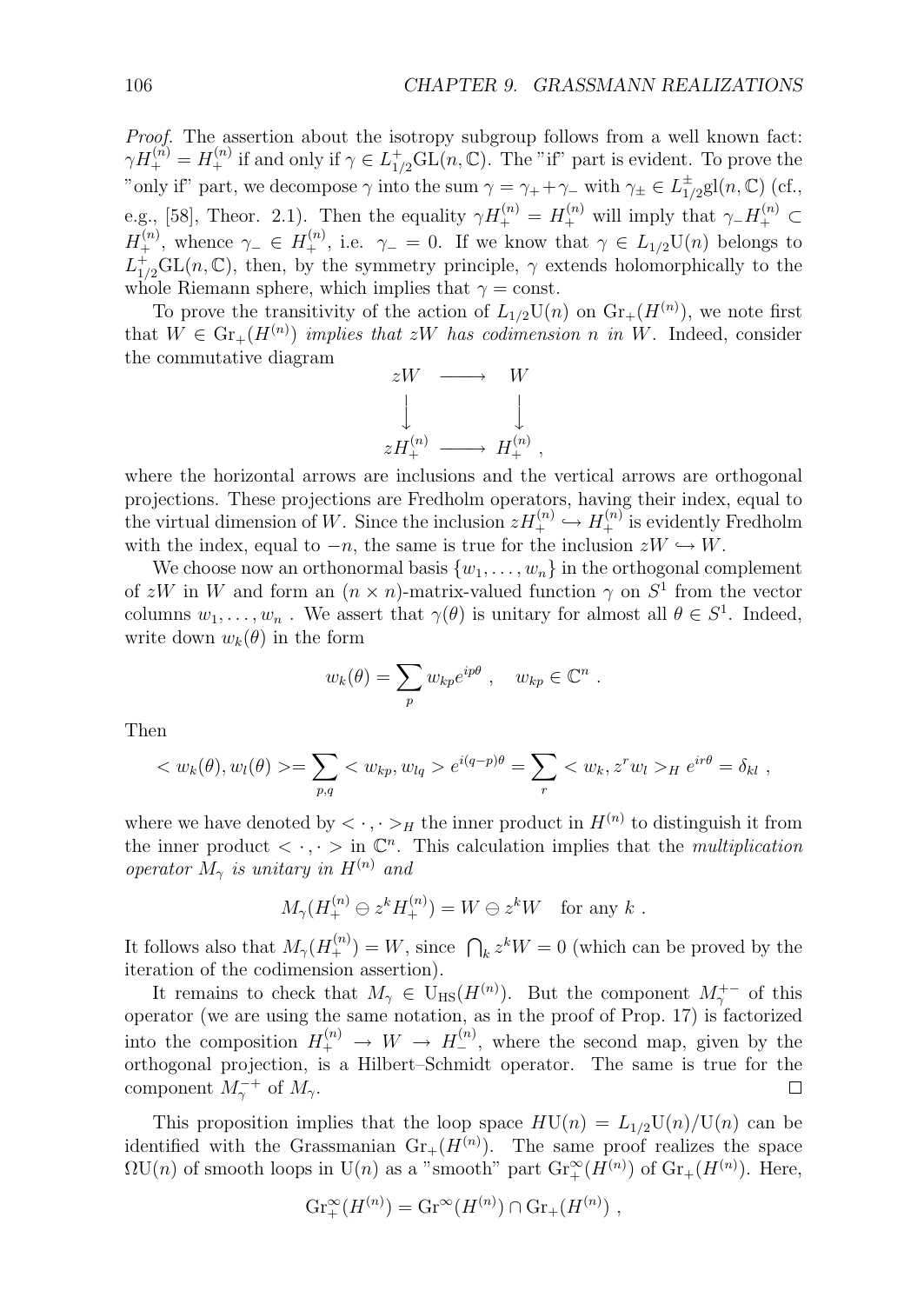*Proof.* The assertion about the isotropy subgroup follows from a well known fact: $\gamma H_+^{(n)} = H_+^{(n)}$ if and only if $\gamma \in L^+_{1/2}\mathrm{GL}(n,\mathbb{C})$. The "if" part is evident. To prove the "only if" part, we decompose $\gamma$ into the sum $\gamma = \gamma_+ + \gamma_-$ with $\gamma_\pm \in L^\pm_{1/2}\mathrm{gl}(n,\mathbb{C})$ (cf., e.g., [58], Theor. 2.1). Then the equality $\gamma H_+^{(n)} = H_+^{(n)}$ will imply that $\gamma_- H_+^{(n)} \subset H_+^{(n)}$, whence $\gamma_- \in H_+^{(n)}$, i.e. $\gamma_- = 0$. If we know that $\gamma \in L_{1/2}\mathrm{U}(n)$ belongs to $L^+_{1/2}\mathrm{GL}(n,\mathbb{C})$, then, by the symmetry principle, $\gamma$ extends holomorphically to the whole Riemann sphere, which implies that $\gamma = \mathrm{const}$.

To prove the transitivity of the action of $L_{1/2}\mathrm{U}(n)$ on $\mathrm{Gr}_+(H^{(n)})$, we note first that $W \in \mathrm{Gr}_+(H^{(n)})$ *implies that* $zW$ *has codimension* $n$ *in* $W$. Indeed, consider the commutative diagram

$$\begin{array}{ccc} zW & \longrightarrow & W \\ \downarrow & & \downarrow \\ zH_+^{(n)} & \longrightarrow & H_+^{(n)} \ , \end{array}$$

where the horizontal arrows are inclusions and the vertical arrows are orthogonal projections. These projections are Fredholm operators, having their index, equal to the virtual dimension of $W$. Since the inclusion $zH_+^{(n)} \hookrightarrow H_+^{(n)}$ is evidently Fredholm with the index, equal to $-n$, the same is true for the inclusion $zW \hookrightarrow W$.

We choose now an orthonormal basis $\{w_1, \dots, w_n\}$ in the orthogonal complement of $zW$ in $W$ and form an $(n \times n)$-matrix-valued function $\gamma$ on $S^1$ from the vector columns $w_1, \dots, w_n$ . We assert that $\gamma(\theta)$ is unitary for almost all $\theta \in S^1$. Indeed, write down $w_k(\theta)$ in the form

$$w_k(\theta) = \sum_p w_{kp} e^{ip\theta} \ , \quad w_{kp} \in \mathbb{C}^n \ .$$

Then

$$< w_k(\theta), w_l(\theta) >= \sum_{p,q} < w_{kp}, w_{lq} > e^{i(q-p)\theta} = \sum_r < w_k, z^r w_l >_H e^{ir\theta} = \delta_{kl} \ ,$$

where we have denoted by $< \cdot , \cdot >_H$ the inner product in $H^{(n)}$ to distinguish it from the inner product $< \cdot , \cdot >$ in $\mathbb{C}^n$. This calculation implies that the *multiplication operator* $M_\gamma$ *is unitary in* $H^{(n)}$ *and*

$$M_\gamma(H_+^{(n)} \ominus z^k H_+^{(n)}) = W \ominus z^k W \quad \text{for any } k \ .$$

It follows also that $M_\gamma(H_+^{(n)}) = W$, since $\bigcap_k z^k W = 0$ (which can be proved by the iteration of the codimension assertion).

It remains to check that $M_\gamma \in \mathrm{U}_{\mathrm{HS}}(H^{(n)})$. But the component $M_\gamma^{+-}$ of this operator (we are using the same notation, as in the proof of Prop. 17) is factorized into the composition $H_+^{(n)} \to W \to H_-^{(n)}$, where the second map, given by the orthogonal projection, is a Hilbert–Schmidt operator. The same is true for the component $M_\gamma^{-+}$ of $M_\gamma$. □

This proposition implies that the loop space $H\mathrm{U}(n) = L_{1/2}\mathrm{U}(n)/\mathrm{U}(n)$ can be identified with the Grassmanian $\mathrm{Gr}_+(H^{(n)})$. The same proof realizes the space $\Omega\mathrm{U}(n)$ of smooth loops in $\mathrm{U}(n)$ as a "smooth" part $\mathrm{Gr}_+^\infty(H^{(n)})$ of $\mathrm{Gr}_+(H^{(n)})$. Here,

$$\mathrm{Gr}_+^\infty(H^{(n)}) = \mathrm{Gr}^\infty(H^{(n)}) \cap \mathrm{Gr}_+(H^{(n)}) \ ,$$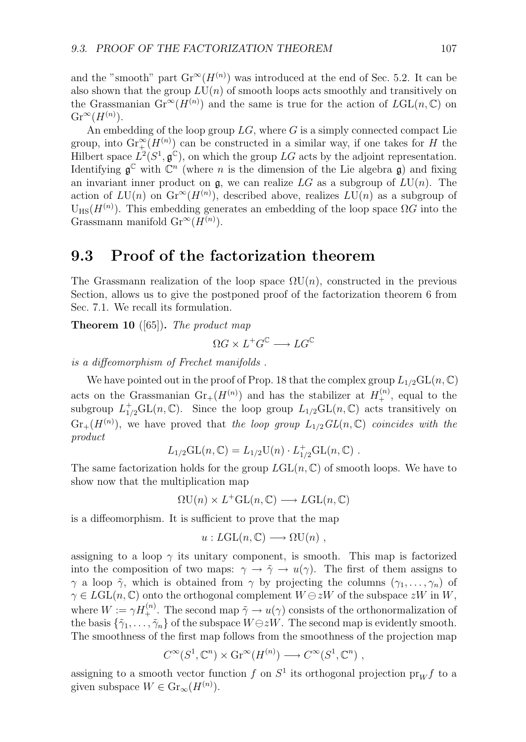and the "smooth" part $\mathrm{Gr}^\infty(H^{(n)})$ was introduced at the end of Sec. 5.2. It can be also shown that the group $L\mathrm{U}(n)$ of smooth loops acts smoothly and transitively on the Grassmanian $\mathrm{Gr}^\infty(H^{(n)})$ and the same is true for the action of $L\mathrm{GL}(n,\mathbb{C})$ on $\mathrm{Gr}^\infty(H^{(n)})$.

An embedding of the loop group $LG$, where $G$ is a simply connected compact Lie group, into $\mathrm{Gr}_+^\infty(H^{(n)})$ can be constructed in a similar way, if one takes for $H$ the Hilbert space $L^2(S^1,\mathfrak{g}^\mathbb{C})$, on which the group $LG$ acts by the adjoint representation. Identifying $\mathfrak{g}^\mathbb{C}$ with $\mathbb{C}^n$ (where $n$ is the dimension of the Lie algebra $\mathfrak{g}$) and fixing an invariant inner product on $\mathfrak{g}$, we can realize $LG$ as a subgroup of $L\mathrm{U}(n)$. The action of $L\mathrm{U}(n)$ on $\mathrm{Gr}^\infty(H^{(n)})$, described above, realizes $L\mathrm{U}(n)$ as a subgroup of $\mathrm{U}_{\mathrm{HS}}(H^{(n)})$. This embedding generates an embedding of the loop space $\Omega G$ into the Grassmann manifold $\mathrm{Gr}^\infty(H^{(n)})$.

## 9.3 Proof of the factorization theorem

The Grassmann realization of the loop space $\Omega\mathrm{U}(n)$, constructed in the previous Section, allows us to give the postponed proof of the factorization theorem 6 from Sec. 7.1. We recall its formulation.

**Theorem 10** ([65]). *The product map*

$$\Omega G\times L^+G^\mathbb{C}\longrightarrow LG^\mathbb{C}$$

*is a diffeomorphism of Frechet manifolds .*

We have pointed out in the proof of Prop. 18 that the complex group $L_{1/2}\mathrm{GL}(n,\mathbb{C})$ acts on the Grassmanian $\mathrm{Gr}_+(H^{(n)})$ and has the stabilizer at $H_+^{(n)}$, equal to the subgroup $L_{1/2}^+\mathrm{GL}(n,\mathbb{C})$. Since the loop group $L_{1/2}\mathrm{GL}(n,\mathbb{C})$ acts transitively on $\mathrm{Gr}_+(H^{(n)})$, we have proved that *the loop group $L_{1/2}GL(n,\mathbb{C})$ coincides with the product*

$$L_{1/2}\mathrm{GL}(n,\mathbb{C})=L_{1/2}\mathrm{U}(n)\cdot L_{1/2}^+\mathrm{GL}(n,\mathbb{C})\ .$$

The same factorization holds for the group $L\mathrm{GL}(n,\mathbb{C})$ of smooth loops. We have to show now that the multiplication map

$$\Omega\mathrm{U}(n)\times L^+\mathrm{GL}(n,\mathbb{C})\longrightarrow L\mathrm{GL}(n,\mathbb{C})$$

is a diffeomorphism. It is sufficient to prove that the map

$$u: L\mathrm{GL}(n,\mathbb{C})\longrightarrow\Omega\mathrm{U}(n)\ ,$$

assigning to a loop $\gamma$ its unitary component, is smooth. This map is factorized into the composition of two maps: $\gamma\to\tilde\gamma\to u(\gamma)$. The first of them assigns to $\gamma$ a loop $\tilde\gamma$, which is obtained from $\gamma$ by projecting the columns $(\gamma_1,\dots,\gamma_n)$ of $\gamma\in L\mathrm{GL}(n,\mathbb{C})$ onto the orthogonal complement $W\ominus zW$ of the subspace $zW$ in $W$, where $W:=\gamma H_+^{(n)}$. The second map $\tilde\gamma\to u(\gamma)$ consists of the orthonormalization of the basis $\{\tilde\gamma_1,\dots,\tilde\gamma_n\}$ of the subspace $W\ominus zW$. The second map is evidently smooth. The smoothness of the first map follows from the smoothness of the projection map

$$C^\infty(S^1,\mathbb{C}^n)\times\mathrm{Gr}^\infty(H^{(n)})\longrightarrow C^\infty(S^1,\mathbb{C}^n)\ ,$$

assigning to a smooth vector function $f$ on $S^1$ its orthogonal projection $\mathrm{pr}_W f$ to a given subspace $W\in\mathrm{Gr}_\infty(H^{(n)})$.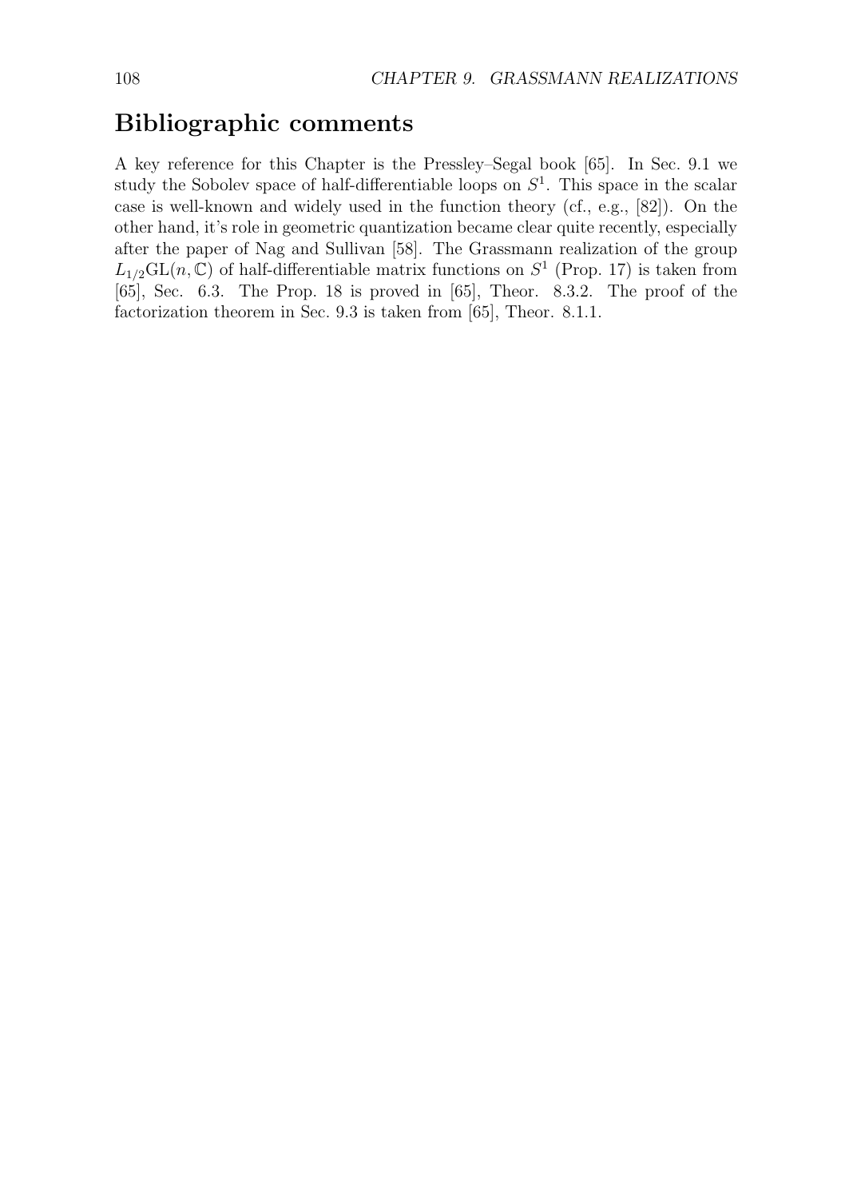## Bibliographic comments

A key reference for this Chapter is the Pressley–Segal book [65]. In Sec. 9.1 we study the Sobolev space of half-differentiable loops on $S^1$. This space in the scalar case is well-known and widely used in the function theory (cf., e.g., [82]). On the other hand, it's role in geometric quantization became clear quite recently, especially after the paper of Nag and Sullivan [58]. The Grassmann realization of the group $L_{1/2}\mathrm{GL}(n,\mathbb{C})$ of half-differentiable matrix functions on $S^1$ (Prop. 17) is taken from [65], Sec. 6.3. The Prop. 18 is proved in [65], Theor. 8.3.2. The proof of the factorization theorem in Sec. 9.3 is taken from [65], Theor. 8.1.1.